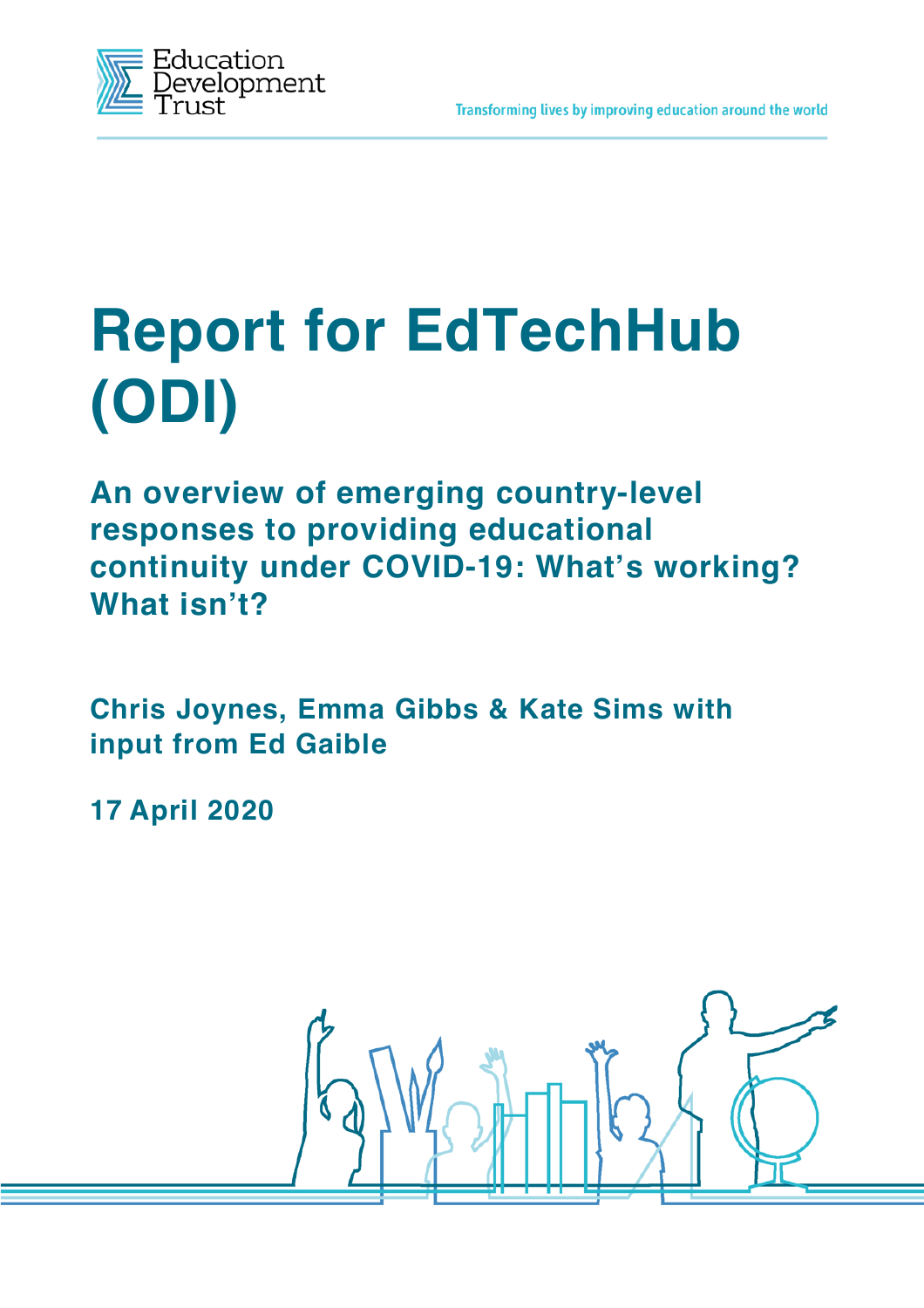Education Development Trust

Transforming lives by improving education around the world

# Report for EdTechHub (ODI)

## An overview of emerging country-level responses to providing educational continuity under COVID-19: What's working? What isn't?

**Chris Joynes, Emma Gibbs & Kate Sims with input from Ed Gaible**

**17 April 2020**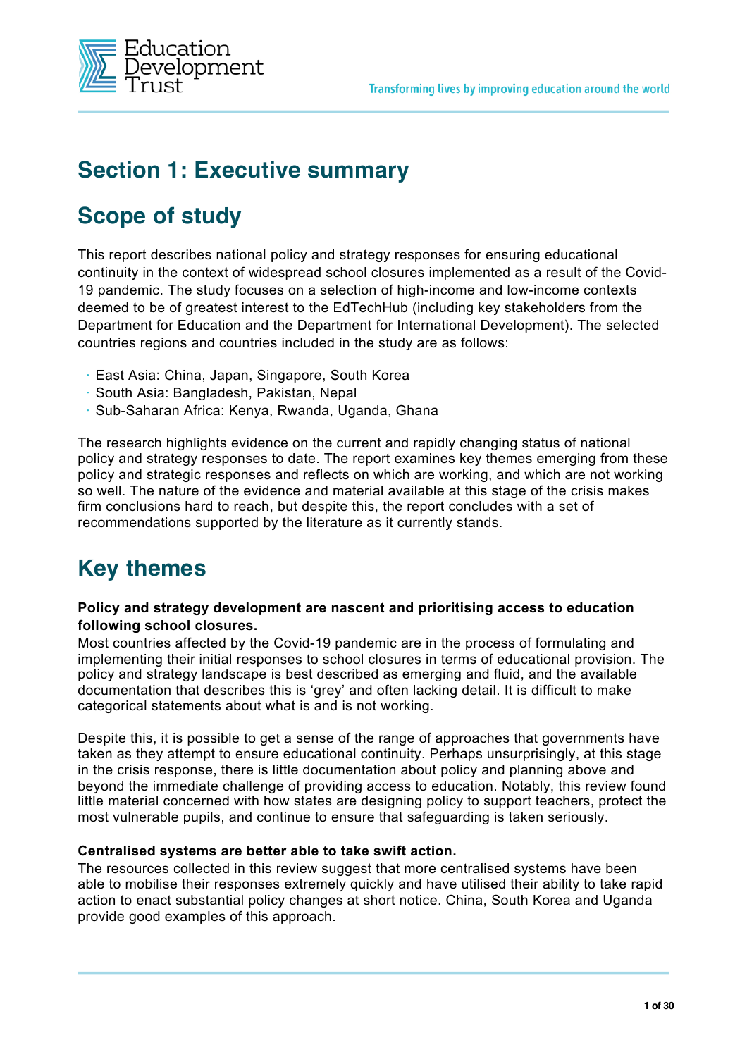# Section 1: Executive summary

## Scope of study

This report describes national policy and strategy responses for ensuring educational continuity in the context of widespread school closures implemented as a result of the Covid-19 pandemic. The study focuses on a selection of high-income and low-income contexts deemed to be of greatest interest to the EdTechHub (including key stakeholders from the Department for Education and the Department for International Development). The selected countries regions and countries included in the study are as follows:

- East Asia: China, Japan, Singapore, South Korea
- South Asia: Bangladesh, Pakistan, Nepal
- Sub-Saharan Africa: Kenya, Rwanda, Uganda, Ghana

The research highlights evidence on the current and rapidly changing status of national policy and strategy responses to date. The report examines key themes emerging from these policy and strategic responses and reflects on which are working, and which are not working so well. The nature of the evidence and material available at this stage of the crisis makes firm conclusions hard to reach, but despite this, the report concludes with a set of recommendations supported by the literature as it currently stands.

## Key themes

**Policy and strategy development are nascent and prioritising access to education following school closures.**

Most countries affected by the Covid-19 pandemic are in the process of formulating and implementing their initial responses to school closures in terms of educational provision. The policy and strategy landscape is best described as emerging and fluid, and the available documentation that describes this is 'grey' and often lacking detail. It is difficult to make categorical statements about what is and is not working.

Despite this, it is possible to get a sense of the range of approaches that governments have taken as they attempt to ensure educational continuity. Perhaps unsurprisingly, at this stage in the crisis response, there is little documentation about policy and planning above and beyond the immediate challenge of providing access to education. Notably, this review found little material concerned with how states are designing policy to support teachers, protect the most vulnerable pupils, and continue to ensure that safeguarding is taken seriously.

**Centralised systems are better able to take swift action.**

The resources collected in this review suggest that more centralised systems have been able to mobilise their responses extremely quickly and have utilised their ability to take rapid action to enact substantial policy changes at short notice. China, South Korea and Uganda provide good examples of this approach.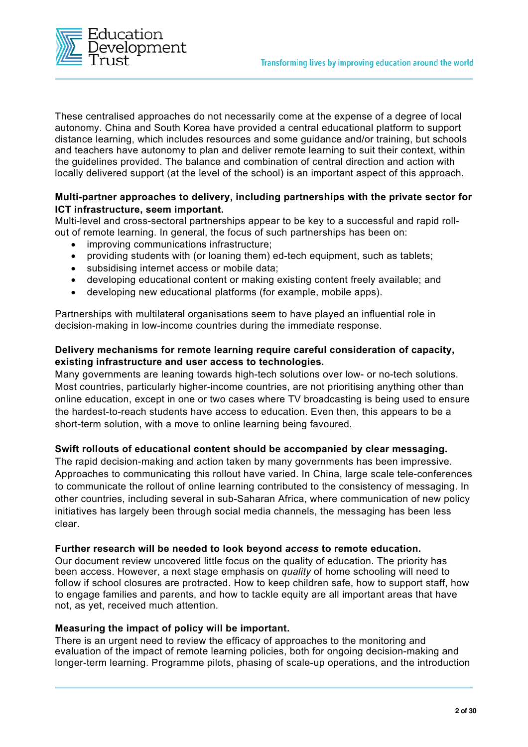These centralised approaches do not necessarily come at the expense of a degree of local autonomy. China and South Korea have provided a central educational platform to support distance learning, which includes resources and some guidance and/or training, but schools and teachers have autonomy to plan and deliver remote learning to suit their context, within the guidelines provided. The balance and combination of central direction and action with locally delivered support (at the level of the school) is an important aspect of this approach.

**Multi-partner approaches to delivery, including partnerships with the private sector for ICT infrastructure, seem important.**
Multi-level and cross-sectoral partnerships appear to be key to a successful and rapid roll-out of remote learning. In general, the focus of such partnerships has been on:

- improving communications infrastructure;
- providing students with (or loaning them) ed-tech equipment, such as tablets;
- subsidising internet access or mobile data;
- developing educational content or making existing content freely available; and
- developing new educational platforms (for example, mobile apps).

Partnerships with multilateral organisations seem to have played an influential role in decision-making in low-income countries during the immediate response.

**Delivery mechanisms for remote learning require careful consideration of capacity, existing infrastructure and user access to technologies.**
Many governments are leaning towards high-tech solutions over low- or no-tech solutions. Most countries, particularly higher-income countries, are not prioritising anything other than online education, except in one or two cases where TV broadcasting is being used to ensure the hardest-to-reach students have access to education. Even then, this appears to be a short-term solution, with a move to online learning being favoured.

**Swift rollouts of educational content should be accompanied by clear messaging.**
The rapid decision-making and action taken by many governments has been impressive. Approaches to communicating this rollout have varied. In China, large scale tele-conferences to communicate the rollout of online learning contributed to the consistency of messaging. In other countries, including several in sub-Saharan Africa, where communication of new policy initiatives has largely been through social media channels, the messaging has been less clear.

**Further research will be needed to look beyond *access* to remote education.**
Our document review uncovered little focus on the quality of education. The priority has been access. However, a next stage emphasis on *quality* of home schooling will need to follow if school closures are protracted. How to keep children safe, how to support staff, how to engage families and parents, and how to tackle equity are all important areas that have not, as yet, received much attention.

**Measuring the impact of policy will be important.**
There is an urgent need to review the efficacy of approaches to the monitoring and evaluation of the impact of remote learning policies, both for ongoing decision-making and longer-term learning. Programme pilots, phasing of scale-up operations, and the introduction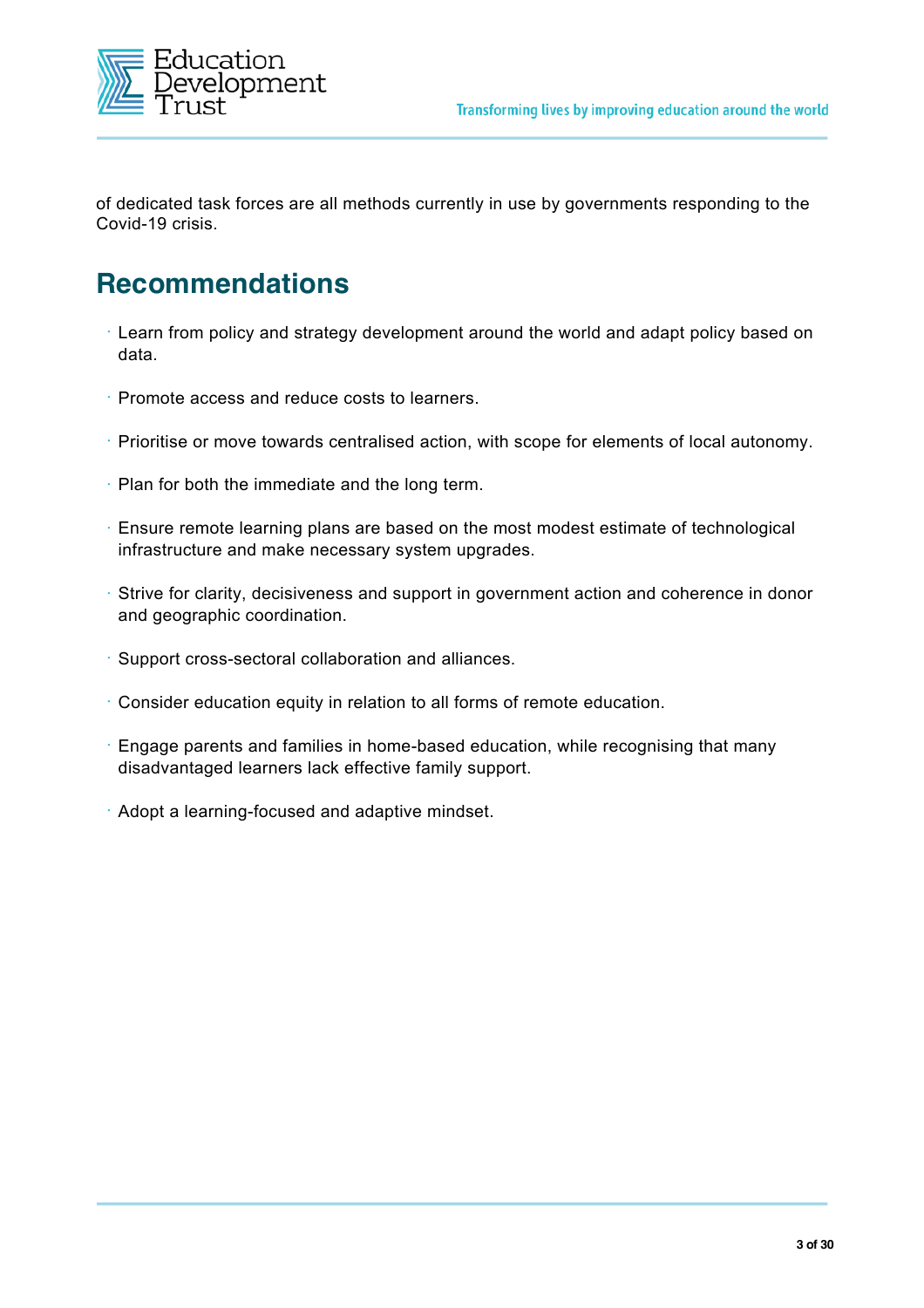of dedicated task forces are all methods currently in use by governments responding to the Covid-19 crisis.

## Recommendations

- Learn from policy and strategy development around the world and adapt policy based on data.
- Promote access and reduce costs to learners.
- Prioritise or move towards centralised action, with scope for elements of local autonomy.
- Plan for both the immediate and the long term.
- Ensure remote learning plans are based on the most modest estimate of technological infrastructure and make necessary system upgrades.
- Strive for clarity, decisiveness and support in government action and coherence in donor and geographic coordination.
- Support cross-sectoral collaboration and alliances.
- Consider education equity in relation to all forms of remote education.
- Engage parents and families in home-based education, while recognising that many disadvantaged learners lack effective family support.
- Adopt a learning-focused and adaptive mindset.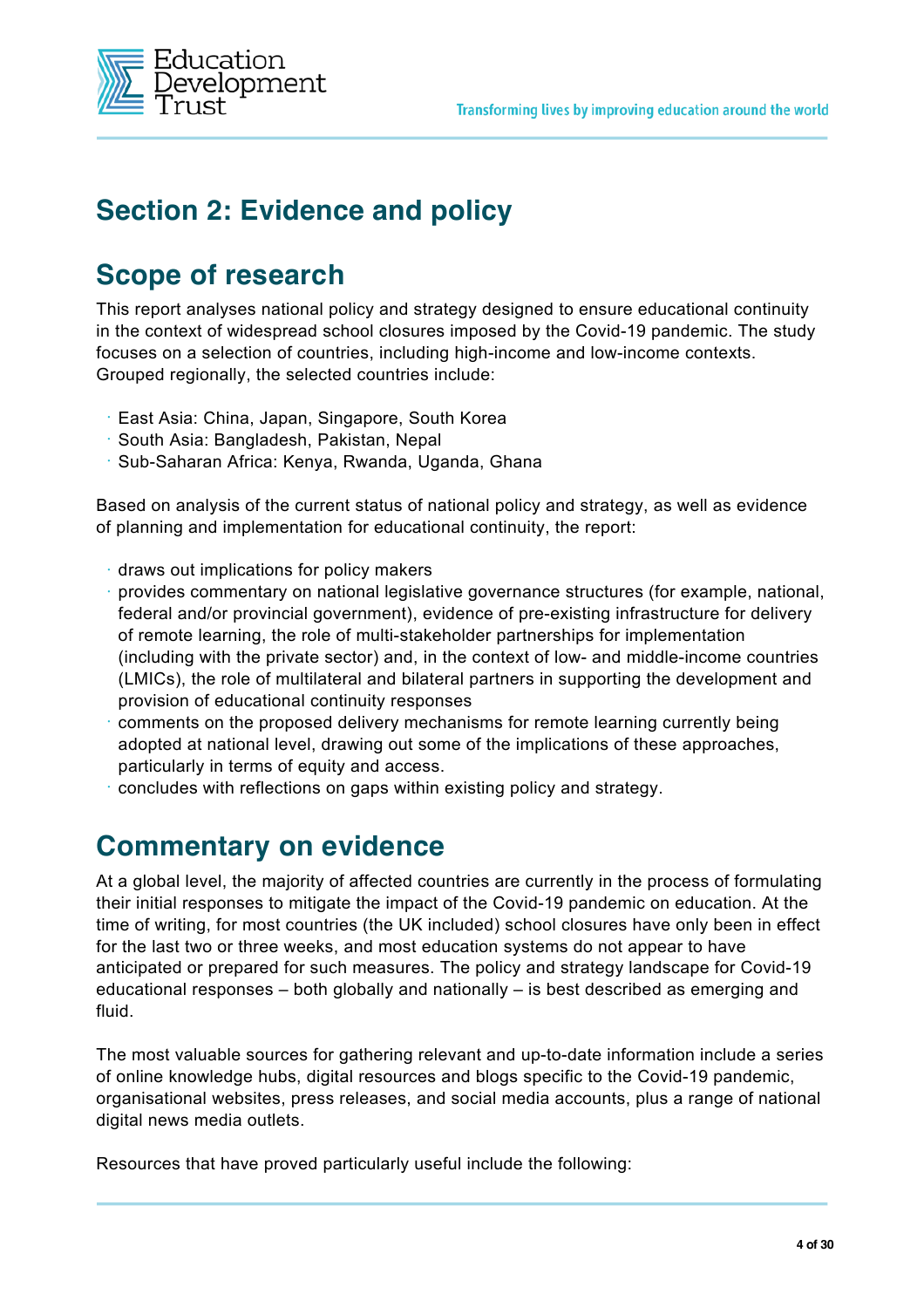# Section 2: Evidence and policy

## Scope of research

This report analyses national policy and strategy designed to ensure educational continuity in the context of widespread school closures imposed by the Covid-19 pandemic. The study focuses on a selection of countries, including high-income and low-income contexts. Grouped regionally, the selected countries include:

- East Asia: China, Japan, Singapore, South Korea
- South Asia: Bangladesh, Pakistan, Nepal
- Sub-Saharan Africa: Kenya, Rwanda, Uganda, Ghana

Based on analysis of the current status of national policy and strategy, as well as evidence of planning and implementation for educational continuity, the report:

- draws out implications for policy makers
- provides commentary on national legislative governance structures (for example, national, federal and/or provincial government), evidence of pre-existing infrastructure for delivery of remote learning, the role of multi-stakeholder partnerships for implementation (including with the private sector) and, in the context of low- and middle-income countries (LMICs), the role of multilateral and bilateral partners in supporting the development and provision of educational continuity responses
- comments on the proposed delivery mechanisms for remote learning currently being adopted at national level, drawing out some of the implications of these approaches, particularly in terms of equity and access.
- concludes with reflections on gaps within existing policy and strategy.

## Commentary on evidence

At a global level, the majority of affected countries are currently in the process of formulating their initial responses to mitigate the impact of the Covid-19 pandemic on education. At the time of writing, for most countries (the UK included) school closures have only been in effect for the last two or three weeks, and most education systems do not appear to have anticipated or prepared for such measures. The policy and strategy landscape for Covid-19 educational responses – both globally and nationally – is best described as emerging and fluid.

The most valuable sources for gathering relevant and up-to-date information include a series of online knowledge hubs, digital resources and blogs specific to the Covid-19 pandemic, organisational websites, press releases, and social media accounts, plus a range of national digital news media outlets.

Resources that have proved particularly useful include the following: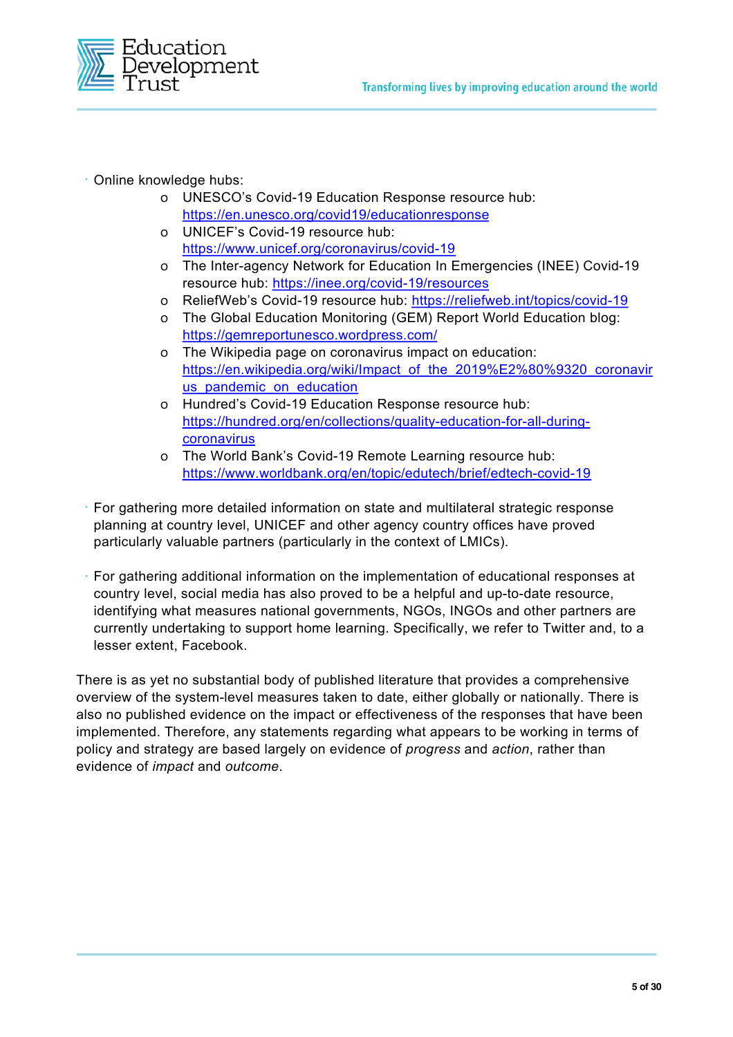- Online knowledge hubs:
  - UNESCO's Covid-19 Education Response resource hub: https://en.unesco.org/covid19/educationresponse
  - UNICEF's Covid-19 resource hub: https://www.unicef.org/coronavirus/covid-19
  - The Inter-agency Network for Education In Emergencies (INEE) Covid-19 resource hub: https://inee.org/covid-19/resources
  - ReliefWeb's Covid-19 resource hub: https://reliefweb.int/topics/covid-19
  - The Global Education Monitoring (GEM) Report World Education blog: https://gemreportunesco.wordpress.com/
  - The Wikipedia page on coronavirus impact on education: https://en.wikipedia.org/wiki/Impact_of_the_2019%E2%80%9320_coronavirus_pandemic_on_education
  - Hundred's Covid-19 Education Response resource hub: https://hundred.org/en/collections/quality-education-for-all-during-coronavirus
  - The World Bank's Covid-19 Remote Learning resource hub: https://www.worldbank.org/en/topic/edutech/brief/edtech-covid-19

- For gathering more detailed information on state and multilateral strategic response planning at country level, UNICEF and other agency country offices have proved particularly valuable partners (particularly in the context of LMICs).

- For gathering additional information on the implementation of educational responses at country level, social media has also proved to be a helpful and up-to-date resource, identifying what measures national governments, NGOs, INGOs and other partners are currently undertaking to support home learning. Specifically, we refer to Twitter and, to a lesser extent, Facebook.

There is as yet no substantial body of published literature that provides a comprehensive overview of the system-level measures taken to date, either globally or nationally. There is also no published evidence on the impact or effectiveness of the responses that have been implemented. Therefore, any statements regarding what appears to be working in terms of policy and strategy are based largely on evidence of *progress* and *action*, rather than evidence of *impact* and *outcome*.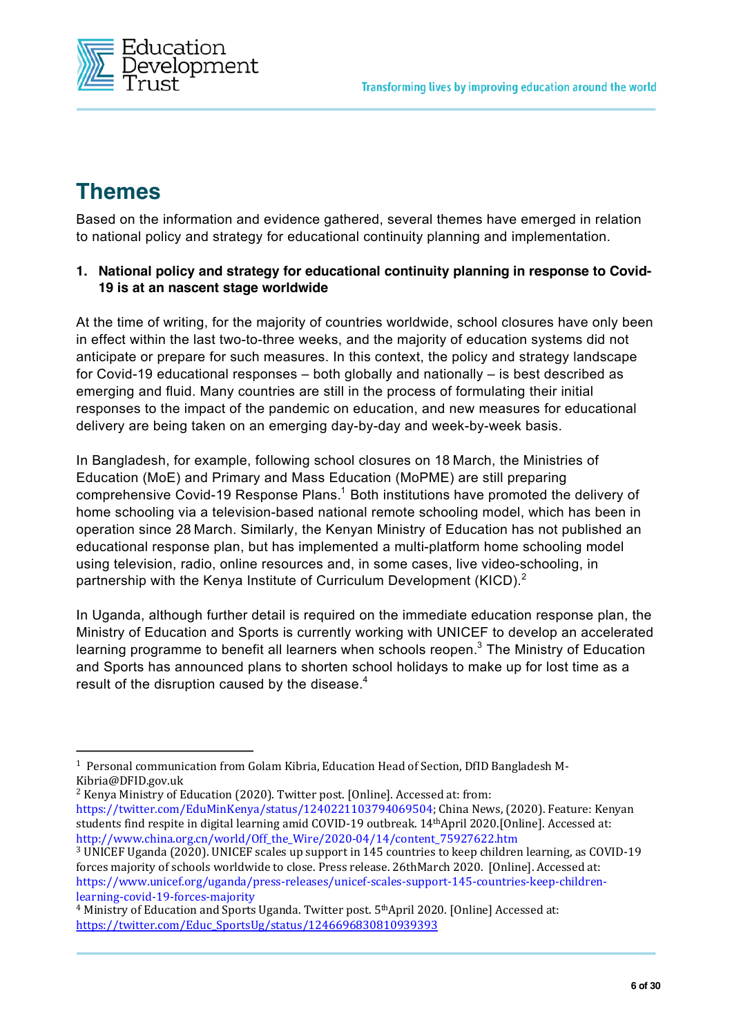# Themes

Based on the information and evidence gathered, several themes have emerged in relation to national policy and strategy for educational continuity planning and implementation.

**1. National policy and strategy for educational continuity planning in response to Covid-19 is at an nascent stage worldwide**

At the time of writing, for the majority of countries worldwide, school closures have only been in effect within the last two-to-three weeks, and the majority of education systems did not anticipate or prepare for such measures. In this context, the policy and strategy landscape for Covid-19 educational responses – both globally and nationally – is best described as emerging and fluid. Many countries are still in the process of formulating their initial responses to the impact of the pandemic on education, and new measures for educational delivery are being taken on an emerging day-by-day and week-by-week basis.

In Bangladesh, for example, following school closures on 18 March, the Ministries of Education (MoE) and Primary and Mass Education (MoPME) are still preparing comprehensive Covid-19 Response Plans.[1] Both institutions have promoted the delivery of home schooling via a television-based national remote schooling model, which has been in operation since 28 March. Similarly, the Kenyan Ministry of Education has not published an educational response plan, but has implemented a multi-platform home schooling model using television, radio, online resources and, in some cases, live video-schooling, in partnership with the Kenya Institute of Curriculum Development (KICD).[2]

In Uganda, although further detail is required on the immediate education response plan, the Ministry of Education and Sports is currently working with UNICEF to develop an accelerated learning programme to benefit all learners when schools reopen.[3] The Ministry of Education and Sports has announced plans to shorten school holidays to make up for lost time as a result of the disruption caused by the disease.[4]

---

[1] Personal communication from Golam Kibria, Education Head of Section, DfID Bangladesh M-Kibria@DFID.gov.uk

[2] Kenya Ministry of Education (2020). Twitter post. [Online]. Accessed at: from: https://twitter.com/EduMinKenya/status/1240221103794069504; China News, (2020). Feature: Kenyan students find respite in digital learning amid COVID-19 outbreak. 14th April 2020.[Online]. Accessed at: http://www.china.org.cn/world/Off_the_Wire/2020-04/14/content_75927622.htm

[3] UNICEF Uganda (2020). UNICEF scales up support in 145 countries to keep children learning, as COVID-19 forces majority of schools worldwide to close. Press release. 26thMarch 2020. [Online]. Accessed at: https://www.unicef.org/uganda/press-releases/unicef-scales-support-145-countries-keep-children-learning-covid-19-forces-majority

[4] Ministry of Education and Sports Uganda. Twitter post. 5th April 2020. [Online] Accessed at: https://twitter.com/Educ_SportsUg/status/1246696830810939393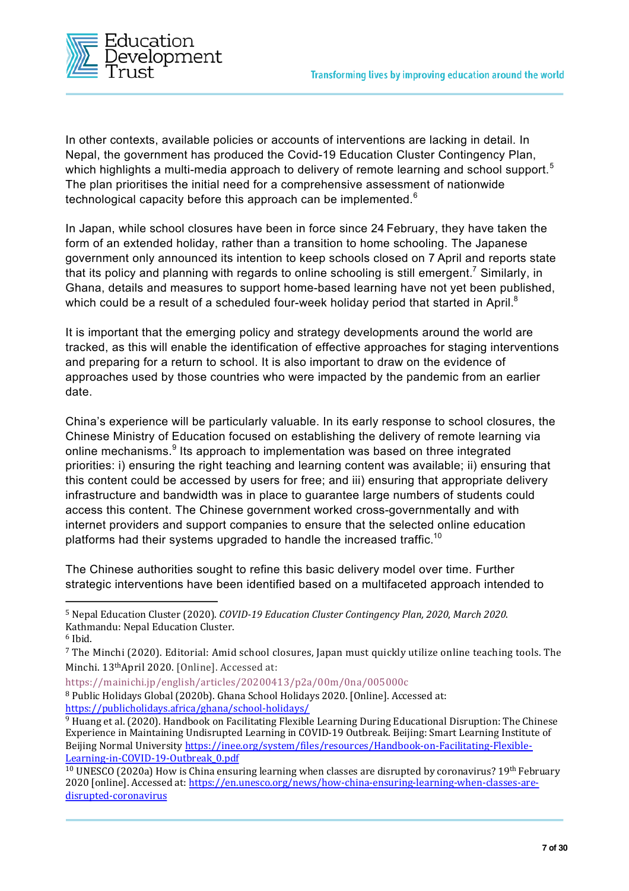In other contexts, available policies or accounts of interventions are lacking in detail. In Nepal, the government has produced the Covid-19 Education Cluster Contingency Plan, which highlights a multi-media approach to delivery of remote learning and school support.[5] The plan prioritises the initial need for a comprehensive assessment of nationwide technological capacity before this approach can be implemented.[6]

In Japan, while school closures have been in force since 24 February, they have taken the form of an extended holiday, rather than a transition to home schooling. The Japanese government only announced its intention to keep schools closed on 7 April and reports state that its policy and planning with regards to online schooling is still emergent.[7] Similarly, in Ghana, details and measures to support home-based learning have not yet been published, which could be a result of a scheduled four-week holiday period that started in April.[8]

It is important that the emerging policy and strategy developments around the world are tracked, as this will enable the identification of effective approaches for staging interventions and preparing for a return to school. It is also important to draw on the evidence of approaches used by those countries who were impacted by the pandemic from an earlier date.

China's experience will be particularly valuable. In its early response to school closures, the Chinese Ministry of Education focused on establishing the delivery of remote learning via online mechanisms.[9] Its approach to implementation was based on three integrated priorities: i) ensuring the right teaching and learning content was available; ii) ensuring that this content could be accessed by users for free; and iii) ensuring that appropriate delivery infrastructure and bandwidth was in place to guarantee large numbers of students could access this content. The Chinese government worked cross-governmentally and with internet providers and support companies to ensure that the selected online education platforms had their systems upgraded to handle the increased traffic.[10]

The Chinese authorities sought to refine this basic delivery model over time. Further strategic interventions have been identified based on a multifaceted approach intended to

---

[5] Nepal Education Cluster (2020). *COVID-19 Education Cluster Contingency Plan, 2020, March 2020*. Kathmandu: Nepal Education Cluster.

[6] Ibid.

[7] The Minchi (2020). Editorial: Amid school closures, Japan must quickly utilize online teaching tools. The Minchi. 13thApril 2020. [Online]. Accessed at: https://mainichi.jp/english/articles/20200413/p2a/00m/0na/005000c

[8] Public Holidays Global (2020b). Ghana School Holidays 2020. [Online]. Accessed at: https://publicholidays.africa/ghana/school-holidays/

[9] Huang et al. (2020). Handbook on Facilitating Flexible Learning During Educational Disruption: The Chinese Experience in Maintaining Undisrupted Learning in COVID-19 Outbreak. Beijing: Smart Learning Institute of Beijing Normal University https://inee.org/system/files/resources/Handbook-on-Facilitating-Flexible-Learning-in-COVID-19-Outbreak_0.pdf

[10] UNESCO (2020a) How is China ensuring learning when classes are disrupted by coronavirus? 19th February 2020 [online]. Accessed at: https://en.unesco.org/news/how-china-ensuring-learning-when-classes-are-disrupted-coronavirus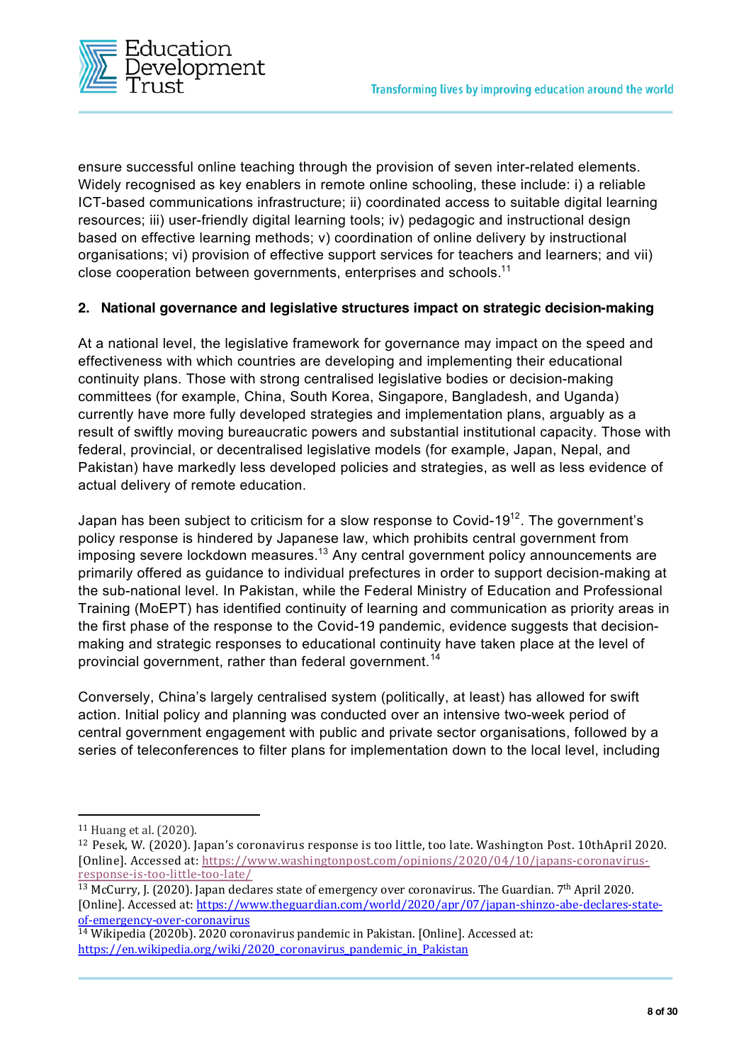ensure successful online teaching through the provision of seven inter-related elements. Widely recognised as key enablers in remote online schooling, these include: i) a reliable ICT-based communications infrastructure; ii) coordinated access to suitable digital learning resources; iii) user-friendly digital learning tools; iv) pedagogic and instructional design based on effective learning methods; v) coordination of online delivery by instructional organisations; vi) provision of effective support services for teachers and learners; and vii) close cooperation between governments, enterprises and schools.[11]

## 2. National governance and legislative structures impact on strategic decision-making

At a national level, the legislative framework for governance may impact on the speed and effectiveness with which countries are developing and implementing their educational continuity plans. Those with strong centralised legislative bodies or decision-making committees (for example, China, South Korea, Singapore, Bangladesh, and Uganda) currently have more fully developed strategies and implementation plans, arguably as a result of swiftly moving bureaucratic powers and substantial institutional capacity. Those with federal, provincial, or decentralised legislative models (for example, Japan, Nepal, and Pakistan) have markedly less developed policies and strategies, as well as less evidence of actual delivery of remote education.

Japan has been subject to criticism for a slow response to Covid-19[12]. The government's policy response is hindered by Japanese law, which prohibits central government from imposing severe lockdown measures.[13] Any central government policy announcements are primarily offered as guidance to individual prefectures in order to support decision-making at the sub-national level. In Pakistan, while the Federal Ministry of Education and Professional Training (MoEPT) has identified continuity of learning and communication as priority areas in the first phase of the response to the Covid-19 pandemic, evidence suggests that decision-making and strategic responses to educational continuity have taken place at the level of provincial government, rather than federal government.[14]

Conversely, China's largely centralised system (politically, at least) has allowed for swift action. Initial policy and planning was conducted over an intensive two-week period of central government engagement with public and private sector organisations, followed by a series of teleconferences to filter plans for implementation down to the local level, including

---

[11] Huang et al. (2020).

[12] Pesek, W. (2020). Japan's coronavirus response is too little, too late. Washington Post. 10thApril 2020. [Online]. Accessed at: https://www.washingtonpost.com/opinions/2020/04/10/japans-coronavirus-response-is-too-little-too-late/

[13] McCurry, J. (2020). Japan declares state of emergency over coronavirus. The Guardian. 7th April 2020. [Online]. Accessed at: https://www.theguardian.com/world/2020/apr/07/japan-shinzo-abe-declares-state-of-emergency-over-coronavirus

[14] Wikipedia (2020b). 2020 coronavirus pandemic in Pakistan. [Online]. Accessed at: https://en.wikipedia.org/wiki/2020_coronavirus_pandemic_in_Pakistan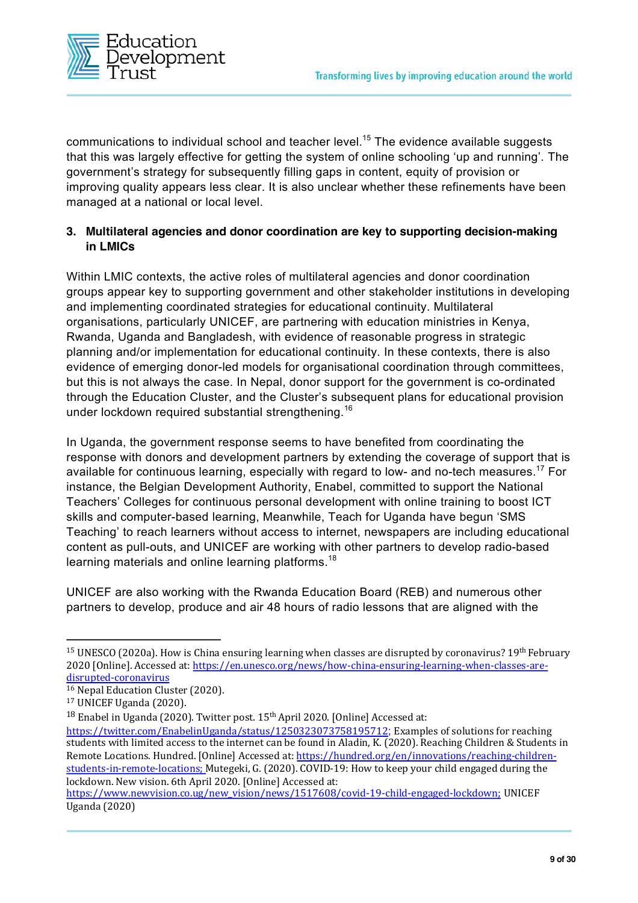communications to individual school and teacher level.[15] The evidence available suggests that this was largely effective for getting the system of online schooling 'up and running'. The government's strategy for subsequently filling gaps in content, equity of provision or improving quality appears less clear. It is also unclear whether these refinements have been managed at a national or local level.

**3. Multilateral agencies and donor coordination are key to supporting decision-making in LMICs**

Within LMIC contexts, the active roles of multilateral agencies and donor coordination groups appear key to supporting government and other stakeholder institutions in developing and implementing coordinated strategies for educational continuity. Multilateral organisations, particularly UNICEF, are partnering with education ministries in Kenya, Rwanda, Uganda and Bangladesh, with evidence of reasonable progress in strategic planning and/or implementation for educational continuity. In these contexts, there is also evidence of emerging donor-led models for organisational coordination through committees, but this is not always the case. In Nepal, donor support for the government is co-ordinated through the Education Cluster, and the Cluster's subsequent plans for educational provision under lockdown required substantial strengthening.[16]

In Uganda, the government response seems to have benefited from coordinating the response with donors and development partners by extending the coverage of support that is available for continuous learning, especially with regard to low- and no-tech measures.[17] For instance, the Belgian Development Authority, Enabel, committed to support the National Teachers' Colleges for continuous personal development with online training to boost ICT skills and computer-based learning, Meanwhile, Teach for Uganda have begun 'SMS Teaching' to reach learners without access to internet, newspapers are including educational content as pull-outs, and UNICEF are working with other partners to develop radio-based learning materials and online learning platforms.[18]

UNICEF are also working with the Rwanda Education Board (REB) and numerous other partners to develop, produce and air 48 hours of radio lessons that are aligned with the

---

[15] UNESCO (2020a). How is China ensuring learning when classes are disrupted by coronavirus? 19th February 2020 [Online]. Accessed at: https://en.unesco.org/news/how-china-ensuring-learning-when-classes-are-disrupted-coronavirus

[16] Nepal Education Cluster (2020).

[17] UNICEF Uganda (2020).

[18] Enabel in Uganda (2020). Twitter post. 15th April 2020. [Online] Accessed at: https://twitter.com/EnabelinUganda/status/1250323073758195712; Examples of solutions for reaching students with limited access to the internet can be found in Aladin, K. (2020). Reaching Children & Students in Remote Locations. Hundred. [Online] Accessed at: https://hundred.org/en/innovations/reaching-children-students-in-remote-locations; Mutegeki, G. (2020). COVID-19: How to keep your child engaged during the lockdown. New vision. 6th April 2020. [Online] Accessed at: https://www.newvision.co.ug/new_vision/news/1517608/covid-19-child-engaged-lockdown; UNICEF Uganda (2020)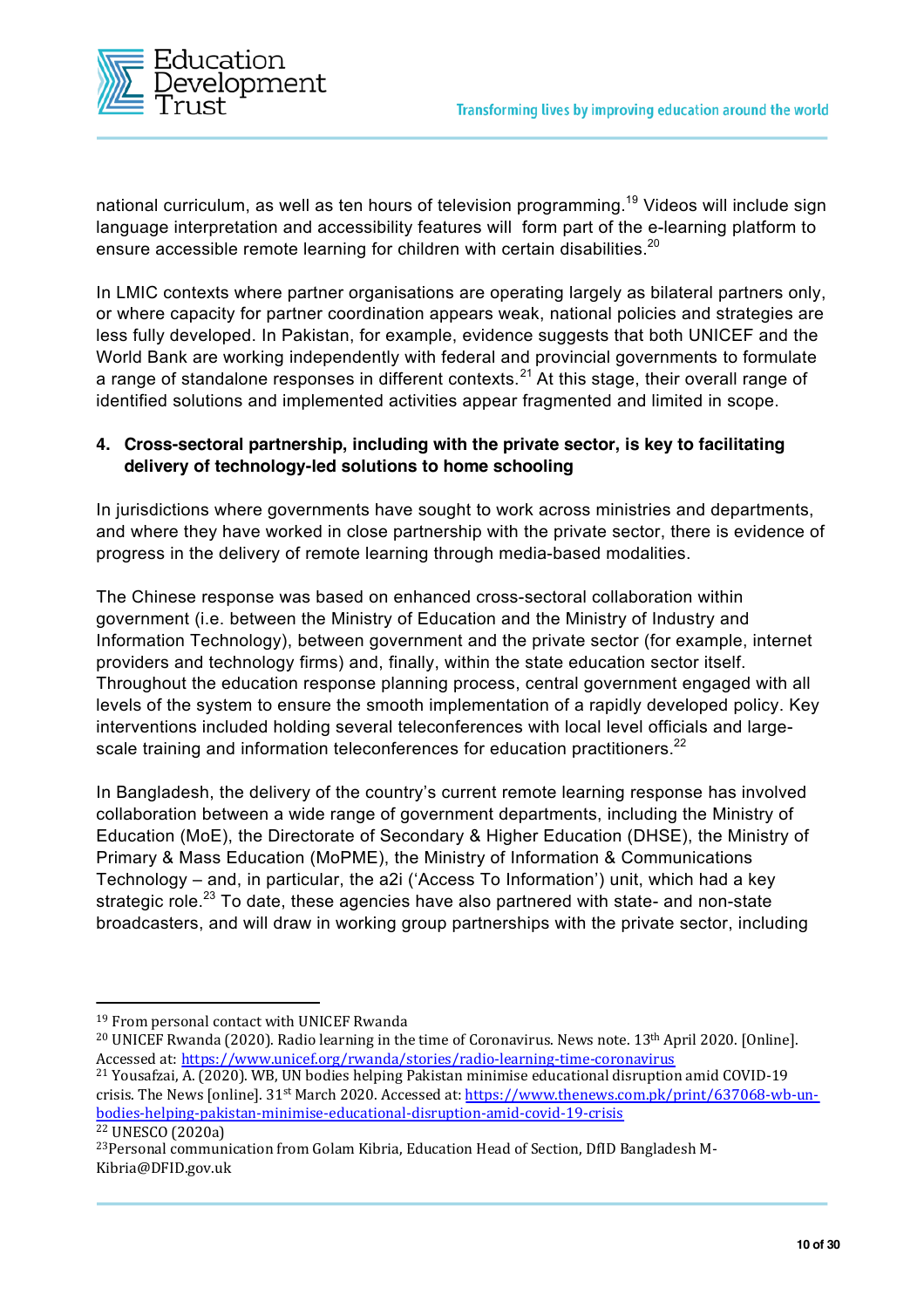national curriculum, as well as ten hours of television programming.[19] Videos will include sign language interpretation and accessibility features will  form part of the e-learning platform to ensure accessible remote learning for children with certain disabilities.[20]

In LMIC contexts where partner organisations are operating largely as bilateral partners only, or where capacity for partner coordination appears weak, national policies and strategies are less fully developed. In Pakistan, for example, evidence suggests that both UNICEF and the World Bank are working independently with federal and provincial governments to formulate a range of standalone responses in different contexts.[21] At this stage, their overall range of identified solutions and implemented activities appear fragmented and limited in scope.

4. **Cross-sectoral partnership, including with the private sector, is key to facilitating delivery of technology-led solutions to home schooling**

In jurisdictions where governments have sought to work across ministries and departments, and where they have worked in close partnership with the private sector, there is evidence of progress in the delivery of remote learning through media-based modalities.

The Chinese response was based on enhanced cross-sectoral collaboration within government (i.e. between the Ministry of Education and the Ministry of Industry and Information Technology), between government and the private sector (for example, internet providers and technology firms) and, finally, within the state education sector itself. Throughout the education response planning process, central government engaged with all levels of the system to ensure the smooth implementation of a rapidly developed policy. Key interventions included holding several teleconferences with local level officials and large-scale training and information teleconferences for education practitioners.[22]

In Bangladesh, the delivery of the country's current remote learning response has involved collaboration between a wide range of government departments, including the Ministry of Education (MoE), the Directorate of Secondary & Higher Education (DHSE), the Ministry of Primary & Mass Education (MoPME), the Ministry of Information & Communications Technology – and, in particular, the a2i ('Access To Information') unit, which had a key strategic role.[23] To date, these agencies have also partnered with state- and non-state broadcasters, and will draw in working group partnerships with the private sector, including

---

[19] From personal contact with UNICEF Rwanda

[20] UNICEF Rwanda (2020). Radio learning in the time of Coronavirus. News note. 13th April 2020. [Online]. Accessed at: https://www.unicef.org/rwanda/stories/radio-learning-time-coronavirus

[21] Yousafzai, A. (2020). WB, UN bodies helping Pakistan minimise educational disruption amid COVID-19 crisis. The News [online]. 31st March 2020. Accessed at: https://www.thenews.com.pk/print/637068-wb-un-bodies-helping-pakistan-minimise-educational-disruption-amid-covid-19-crisis

[22] UNESCO (2020a)

[23] Personal communication from Golam Kibria, Education Head of Section, DfID Bangladesh M-Kibria@DFID.gov.uk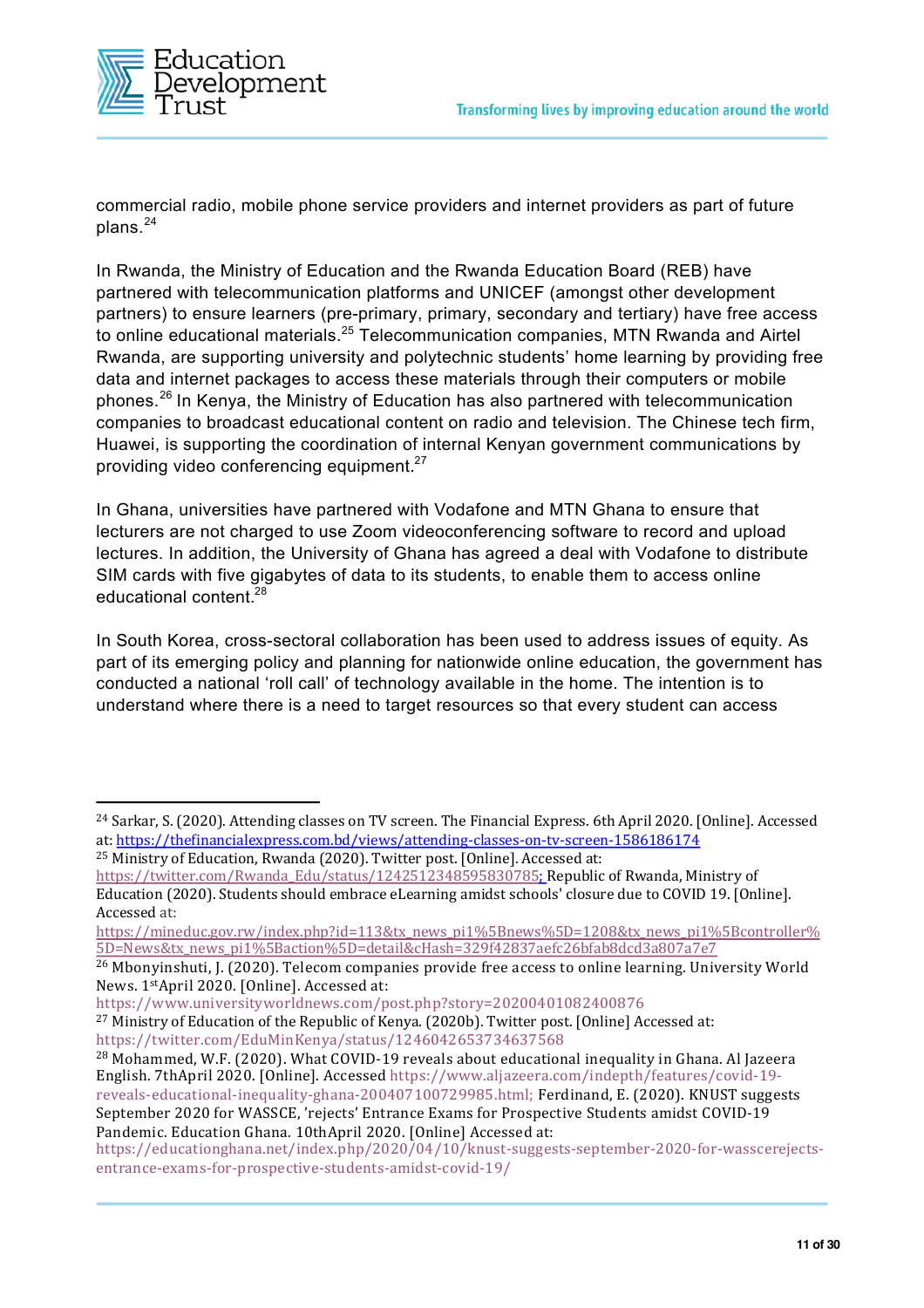commercial radio, mobile phone service providers and internet providers as part of future plans.[24]

In Rwanda, the Ministry of Education and the Rwanda Education Board (REB) have partnered with telecommunication platforms and UNICEF (amongst other development partners) to ensure learners (pre-primary, primary, secondary and tertiary) have free access to online educational materials.[25] Telecommunication companies, MTN Rwanda and Airtel Rwanda, are supporting university and polytechnic students' home learning by providing free data and internet packages to access these materials through their computers or mobile phones.[26] In Kenya, the Ministry of Education has also partnered with telecommunication companies to broadcast educational content on radio and television. The Chinese tech firm, Huawei, is supporting the coordination of internal Kenyan government communications by providing video conferencing equipment.[27]

In Ghana, universities have partnered with Vodafone and MTN Ghana to ensure that lecturers are not charged to use Zoom videoconferencing software to record and upload lectures. In addition, the University of Ghana has agreed a deal with Vodafone to distribute SIM cards with five gigabytes of data to its students, to enable them to access online educational content.[28]

In South Korea, cross-sectoral collaboration has been used to address issues of equity. As part of its emerging policy and planning for nationwide online education, the government has conducted a national 'roll call' of technology available in the home. The intention is to understand where there is a need to target resources so that every student can access

---

[24] Sarkar, S. (2020). Attending classes on TV screen. The Financial Express. 6th April 2020. [Online]. Accessed at: https://thefinancialexpress.com.bd/views/attending-classes-on-tv-screen-1586186174

[25] Ministry of Education, Rwanda (2020). Twitter post. [Online]. Accessed at: https://twitter.com/Rwanda_Edu/status/1242512348595830785; Republic of Rwanda, Ministry of Education (2020). Students should embrace eLearning amidst schools' closure due to COVID 19. [Online]. Accessed at: https://mineduc.gov.rw/index.php?id=113&tx_news_pi1%5Bnews%5D=1208&tx_news_pi1%5Bcontroller%5D=News&tx_news_pi1%5Baction%5D=detail&cHash=329f42837aefc26bfab8dcd3a807a7e7

[26] Mbonyinshuti, J. (2020). Telecom companies provide free access to online learning. University World News. 1stApril 2020. [Online]. Accessed at: https://www.universityworldnews.com/post.php?story=20200401082400876

[27] Ministry of Education of the Republic of Kenya. (2020b). Twitter post. [Online] Accessed at: https://twitter.com/EduMinKenya/status/1246042653734637568

[28] Mohammed, W.F. (2020). What COVID-19 reveals about educational inequality in Ghana. Al Jazeera English. 7thApril 2020. [Online]. Accessed https://www.aljazeera.com/indepth/features/covid-19-reveals-educational-inequality-ghana-200407100729985.html; Ferdinand, E. (2020). KNUST suggests September 2020 for WASSCE, 'rejects' Entrance Exams for Prospective Students amidst COVID-19 Pandemic. Education Ghana. 10thApril 2020. [Online] Accessed at: https://educationghana.net/index.php/2020/04/10/knust-suggests-september-2020-for-wasscerejects-entrance-exams-for-prospective-students-amidst-covid-19/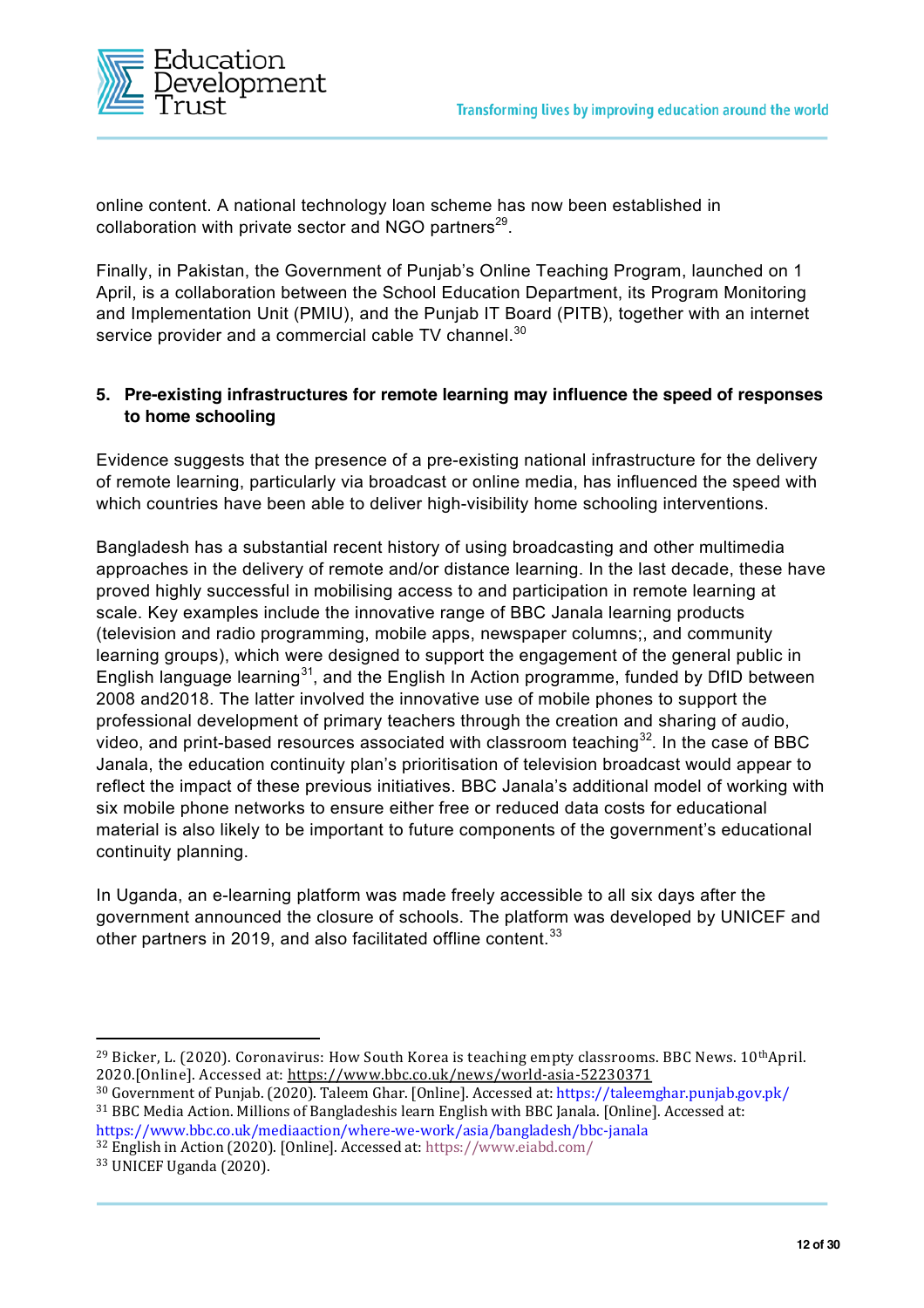online content. A national technology loan scheme has now been established in collaboration with private sector and NGO partners[29].

Finally, in Pakistan, the Government of Punjab's Online Teaching Program, launched on 1 April, is a collaboration between the School Education Department, its Program Monitoring and Implementation Unit (PMIU), and the Punjab IT Board (PITB), together with an internet service provider and a commercial cable TV channel.[30]

**5. Pre-existing infrastructures for remote learning may influence the speed of responses to home schooling**

Evidence suggests that the presence of a pre-existing national infrastructure for the delivery of remote learning, particularly via broadcast or online media, has influenced the speed with which countries have been able to deliver high-visibility home schooling interventions.

Bangladesh has a substantial recent history of using broadcasting and other multimedia approaches in the delivery of remote and/or distance learning. In the last decade, these have proved highly successful in mobilising access to and participation in remote learning at scale. Key examples include the innovative range of BBC Janala learning products (television and radio programming, mobile apps, newspaper columns;, and community learning groups), which were designed to support the engagement of the general public in English language learning[31], and the English In Action programme, funded by DfID between 2008 and2018. The latter involved the innovative use of mobile phones to support the professional development of primary teachers through the creation and sharing of audio, video, and print-based resources associated with classroom teaching[32]. In the case of BBC Janala, the education continuity plan's prioritisation of television broadcast would appear to reflect the impact of these previous initiatives. BBC Janala's additional model of working with six mobile phone networks to ensure either free or reduced data costs for educational material is also likely to be important to future components of the government's educational continuity planning.

In Uganda, an e-learning platform was made freely accessible to all six days after the government announced the closure of schools. The platform was developed by UNICEF and other partners in 2019, and also facilitated offline content.[33]

---

[29] Bicker, L. (2020). Coronavirus: How South Korea is teaching empty classrooms. BBC News. 10th April. 2020.[Online]. Accessed at: https://www.bbc.co.uk/news/world-asia-52230371

[30] Government of Punjab. (2020). Taleem Ghar. [Online]. Accessed at: https://taleemghar.punjab.gov.pk/

[31] BBC Media Action. Millions of Bangladeshis learn English with BBC Janala. [Online]. Accessed at: https://www.bbc.co.uk/mediaaction/where-we-work/asia/bangladesh/bbc-janala

[32] English in Action (2020). [Online]. Accessed at: https://www.eiabd.com/

[33] UNICEF Uganda (2020).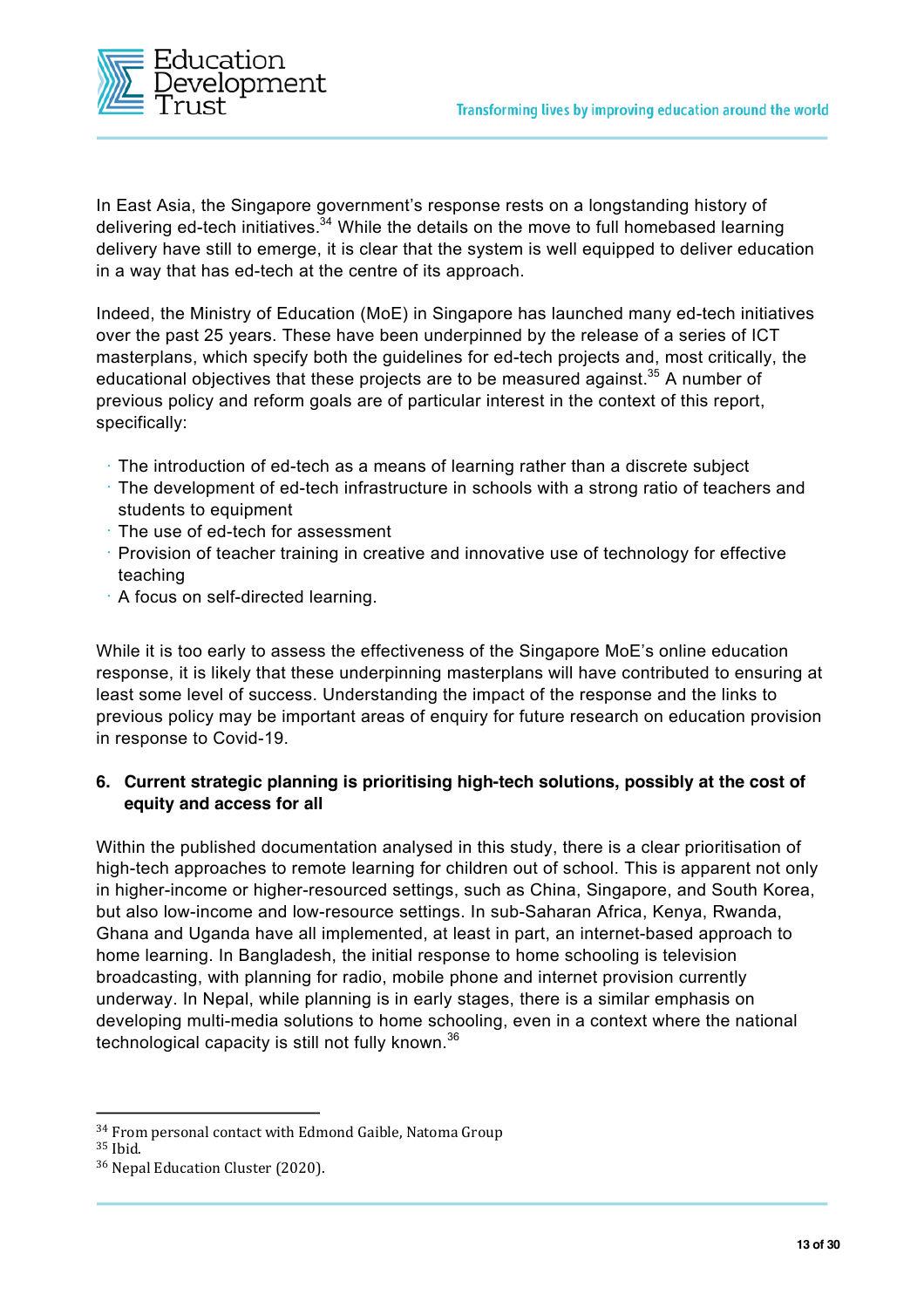In East Asia, the Singapore government's response rests on a longstanding history of delivering ed-tech initiatives.[34] While the details on the move to full homebased learning delivery have still to emerge, it is clear that the system is well equipped to deliver education in a way that has ed-tech at the centre of its approach.

Indeed, the Ministry of Education (MoE) in Singapore has launched many ed-tech initiatives over the past 25 years. These have been underpinned by the release of a series of ICT masterplans, which specify both the guidelines for ed-tech projects and, most critically, the educational objectives that these projects are to be measured against.[35] A number of previous policy and reform goals are of particular interest in the context of this report, specifically:

- The introduction of ed-tech as a means of learning rather than a discrete subject
- The development of ed-tech infrastructure in schools with a strong ratio of teachers and students to equipment
- The use of ed-tech for assessment
- Provision of teacher training in creative and innovative use of technology for effective teaching
- A focus on self-directed learning.

While it is too early to assess the effectiveness of the Singapore MoE's online education response, it is likely that these underpinning masterplans will have contributed to ensuring at least some level of success. Understanding the impact of the response and the links to previous policy may be important areas of enquiry for future research on education provision in response to Covid-19.

**6. Current strategic planning is prioritising high-tech solutions, possibly at the cost of equity and access for all**

Within the published documentation analysed in this study, there is a clear prioritisation of high-tech approaches to remote learning for children out of school. This is apparent not only in higher-income or higher-resourced settings, such as China, Singapore, and South Korea, but also low-income and low-resource settings. In sub-Saharan Africa, Kenya, Rwanda, Ghana and Uganda have all implemented, at least in part, an internet-based approach to home learning. In Bangladesh, the initial response to home schooling is television broadcasting, with planning for radio, mobile phone and internet provision currently underway. In Nepal, while planning is in early stages, there is a similar emphasis on developing multi-media solutions to home schooling, even in a context where the national technological capacity is still not fully known.[36]

---

[34] From personal contact with Edmond Gaible, Natoma Group

[35] Ibid.

[36] Nepal Education Cluster (2020).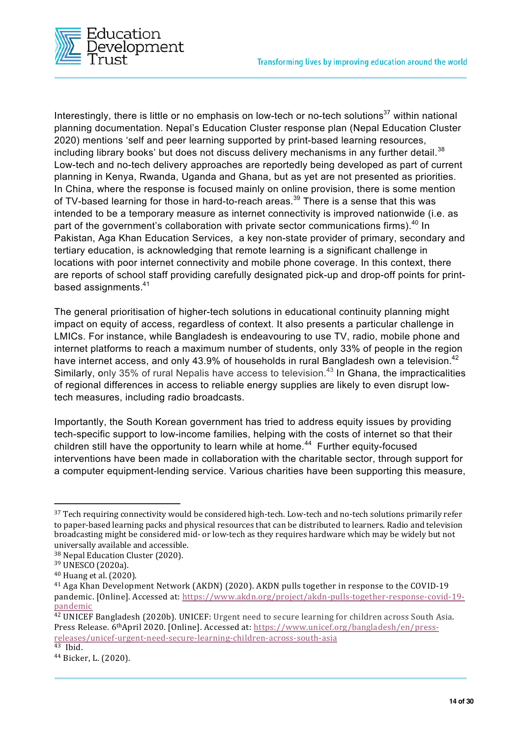Interestingly, there is little or no emphasis on low-tech or no-tech solutions[37] within national planning documentation. Nepal's Education Cluster response plan (Nepal Education Cluster 2020) mentions 'self and peer learning supported by print-based learning resources, including library books' but does not discuss delivery mechanisms in any further detail.[38] Low-tech and no-tech delivery approaches are reportedly being developed as part of current planning in Kenya, Rwanda, Uganda and Ghana, but as yet are not presented as priorities. In China, where the response is focused mainly on online provision, there is some mention of TV-based learning for those in hard-to-reach areas.[39] There is a sense that this was intended to be a temporary measure as internet connectivity is improved nationwide (i.e. as part of the government's collaboration with private sector communications firms).[40] In Pakistan, Aga Khan Education Services, a key non-state provider of primary, secondary and tertiary education, is acknowledging that remote learning is a significant challenge in locations with poor internet connectivity and mobile phone coverage. In this context, there are reports of school staff providing carefully designated pick-up and drop-off points for print-based assignments.[41]

The general prioritisation of higher-tech solutions in educational continuity planning might impact on equity of access, regardless of context. It also presents a particular challenge in LMICs. For instance, while Bangladesh is endeavouring to use TV, radio, mobile phone and internet platforms to reach a maximum number of students, only 33% of people in the region have internet access, and only 43.9% of households in rural Bangladesh own a television.[42] Similarly, only 35% of rural Nepalis have access to television.[43] In Ghana, the impracticalities of regional differences in access to reliable energy supplies are likely to even disrupt low-tech measures, including radio broadcasts.

Importantly, the South Korean government has tried to address equity issues by providing tech-specific support to low-income families, helping with the costs of internet so that their children still have the opportunity to learn while at home.[44] Further equity-focused interventions have been made in collaboration with the charitable sector, through support for a computer equipment-lending service. Various charities have been supporting this measure,

---

[37] Tech requiring connectivity would be considered high-tech. Low-tech and no-tech solutions primarily refer to paper-based learning packs and physical resources that can be distributed to learners. Radio and television broadcasting might be considered mid- or low-tech as they requires hardware which may be widely but not universally available and accessible.

[38] Nepal Education Cluster (2020).

[39] UNESCO (2020a).

[40] Huang et al. (2020).

[41] Aga Khan Development Network (AKDN) (2020). AKDN pulls together in response to the COVID-19 pandemic. [Online]. Accessed at: https://www.akdn.org/project/akdn-pulls-together-response-covid-19-pandemic

[42] UNICEF Bangladesh (2020b). UNICEF: Urgent need to secure learning for children across South Asia. Press Release. 6th April 2020. [Online]. Accessed at: https://www.unicef.org/bangladesh/en/press-releases/unicef-urgent-need-secure-learning-children-across-south-asia

[43] Ibid.

[44] Bicker, L. (2020).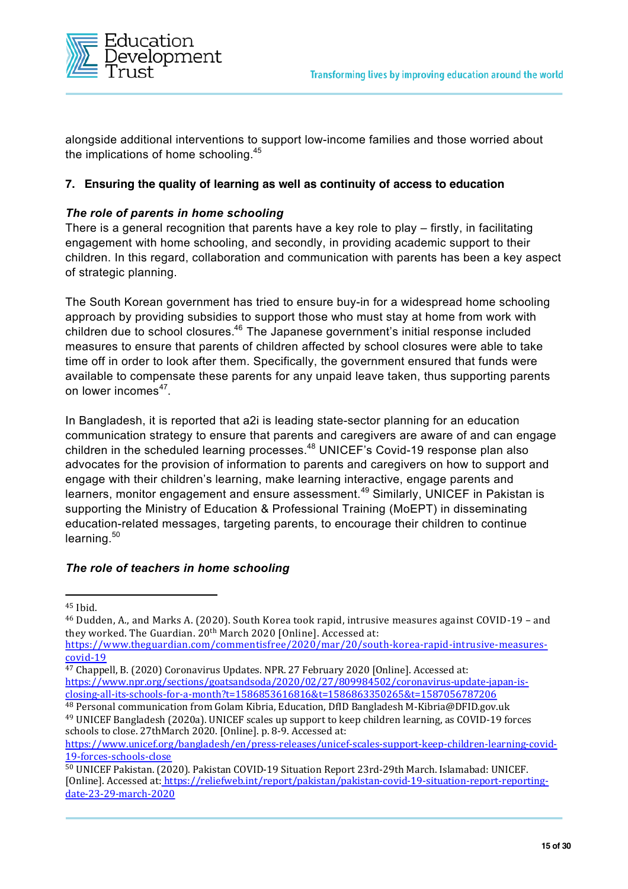alongside additional interventions to support low-income families and those worried about the implications of home schooling.[45]

## 7. Ensuring the quality of learning as well as continuity of access to education

### *The role of parents in home schooling*

There is a general recognition that parents have a key role to play – firstly, in facilitating engagement with home schooling, and secondly, in providing academic support to their children. In this regard, collaboration and communication with parents has been a key aspect of strategic planning.

The South Korean government has tried to ensure buy-in for a widespread home schooling approach by providing subsidies to support those who must stay at home from work with children due to school closures.[46] The Japanese government's initial response included measures to ensure that parents of children affected by school closures were able to take time off in order to look after them. Specifically, the government ensured that funds were available to compensate these parents for any unpaid leave taken, thus supporting parents on lower incomes[47].

In Bangladesh, it is reported that a2i is leading state-sector planning for an education communication strategy to ensure that parents and caregivers are aware of and can engage children in the scheduled learning processes.[48] UNICEF's Covid-19 response plan also advocates for the provision of information to parents and caregivers on how to support and engage with their children's learning, make learning interactive, engage parents and learners, monitor engagement and ensure assessment.[49] Similarly, UNICEF in Pakistan is supporting the Ministry of Education & Professional Training (MoEPT) in disseminating education-related messages, targeting parents, to encourage their children to continue learning.[50]

### *The role of teachers in home schooling*

---

[45] Ibid.

[46] Dudden, A., and Marks A. (2020). South Korea took rapid, intrusive measures against COVID-19 – and they worked. The Guardian. 20th March 2020 [Online]. Accessed at: https://www.theguardian.com/commentisfree/2020/mar/20/south-korea-rapid-intrusive-measures-covid-19

[47] Chappell, B. (2020) Coronavirus Updates. NPR. 27 February 2020 [Online]. Accessed at: https://www.npr.org/sections/goatsandsoda/2020/02/27/809984502/coronavirus-update-japan-is-closing-all-its-schools-for-a-month?t=1586853616816&t=1586863350265&t=1587056787206

[48] Personal communication from Golam Kibria, Education, DfID Bangladesh M-Kibria@DFID.gov.uk

[49] UNICEF Bangladesh (2020a). UNICEF scales up support to keep children learning, as COVID-19 forces schools to close. 27thMarch 2020. [Online]. p. 8-9. Accessed at: https://www.unicef.org/bangladesh/en/press-releases/unicef-scales-support-keep-children-learning-covid-19-forces-schools-close

[50] UNICEF Pakistan. (2020). Pakistan COVID-19 Situation Report 23rd-29th March. Islamabad: UNICEF. [Online]. Accessed at: https://reliefweb.int/report/pakistan/pakistan-covid-19-situation-report-reporting-date-23-29-march-2020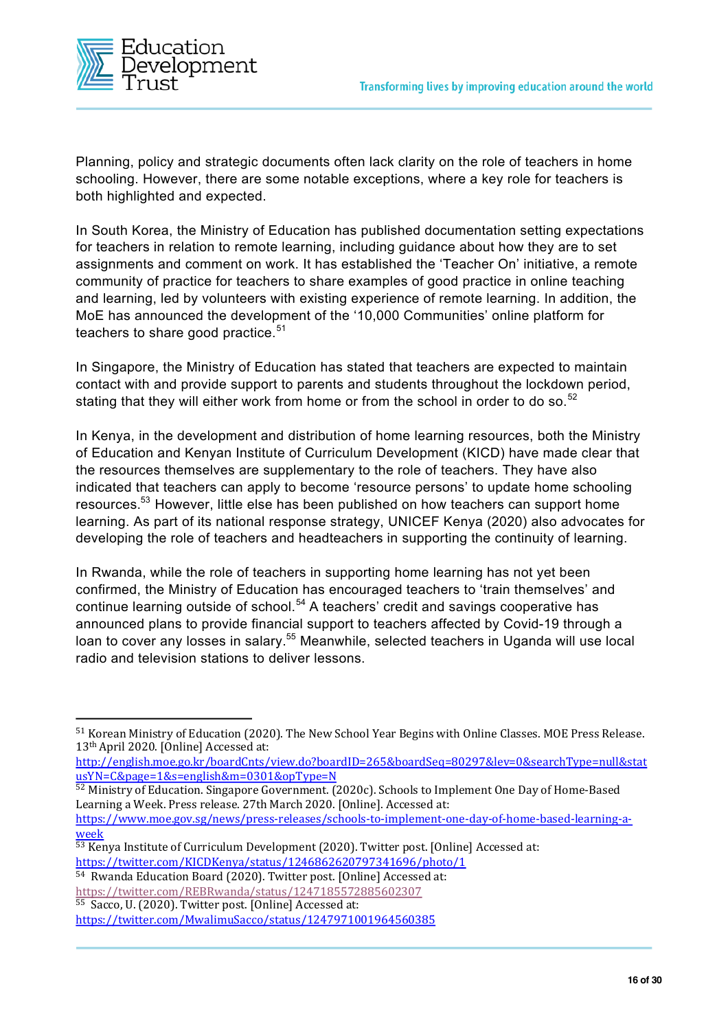Planning, policy and strategic documents often lack clarity on the role of teachers in home schooling. However, there are some notable exceptions, where a key role for teachers is both highlighted and expected.

In South Korea, the Ministry of Education has published documentation setting expectations for teachers in relation to remote learning, including guidance about how they are to set assignments and comment on work. It has established the 'Teacher On' initiative, a remote community of practice for teachers to share examples of good practice in online teaching and learning, led by volunteers with existing experience of remote learning. In addition, the MoE has announced the development of the '10,000 Communities' online platform for teachers to share good practice.[51]

In Singapore, the Ministry of Education has stated that teachers are expected to maintain contact with and provide support to parents and students throughout the lockdown period, stating that they will either work from home or from the school in order to do so.[52]

In Kenya, in the development and distribution of home learning resources, both the Ministry of Education and Kenyan Institute of Curriculum Development (KICD) have made clear that the resources themselves are supplementary to the role of teachers. They have also indicated that teachers can apply to become 'resource persons' to update home schooling resources.[53] However, little else has been published on how teachers can support home learning. As part of its national response strategy, UNICEF Kenya (2020) also advocates for developing the role of teachers and headteachers in supporting the continuity of learning.

In Rwanda, while the role of teachers in supporting home learning has not yet been confirmed, the Ministry of Education has encouraged teachers to 'train themselves' and continue learning outside of school.[54] A teachers' credit and savings cooperative has announced plans to provide financial support to teachers affected by Covid-19 through a loan to cover any losses in salary.[55] Meanwhile, selected teachers in Uganda will use local radio and television stations to deliver lessons.

---

[51] Korean Ministry of Education (2020). The New School Year Begins with Online Classes. MOE Press Release. 13th April 2020. [Online] Accessed at: http://english.moe.go.kr/boardCnts/view.do?boardID=265&boardSeq=80297&lev=0&searchType=null&statusYN=C&page=1&s=english&m=0301&opType=N

[52] Ministry of Education. Singapore Government. (2020c). Schools to Implement One Day of Home-Based Learning a Week. Press release. 27th March 2020. [Online]. Accessed at: https://www.moe.gov.sg/news/press-releases/schools-to-implement-one-day-of-home-based-learning-a-week

[53] Kenya Institute of Curriculum Development (2020). Twitter post. [Online] Accessed at: https://twitter.com/KICDKenya/status/1246862620797341696/photo/1

[54] Rwanda Education Board (2020). Twitter post. [Online] Accessed at: https://twitter.com/REBRwanda/status/1247185572885602307

[55] Sacco, U. (2020). Twitter post. [Online] Accessed at: https://twitter.com/MwalimuSacco/status/1247971001964560385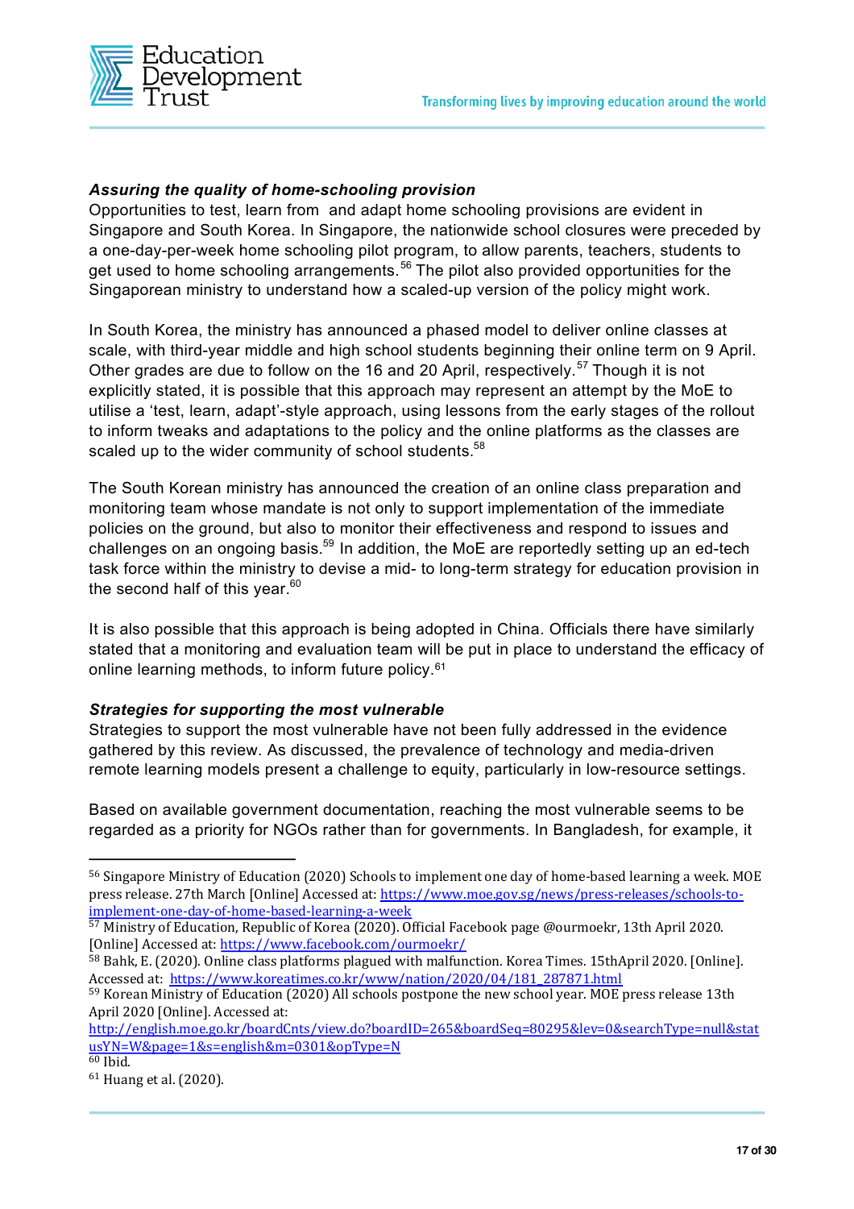***Assuring the quality of home-schooling provision***

Opportunities to test, learn from and adapt home schooling provisions are evident in Singapore and South Korea. In Singapore, the nationwide school closures were preceded by a one-day-per-week home schooling pilot program, to allow parents, teachers, students to get used to home schooling arrangements.[56] The pilot also provided opportunities for the Singaporean ministry to understand how a scaled-up version of the policy might work.

In South Korea, the ministry has announced a phased model to deliver online classes at scale, with third-year middle and high school students beginning their online term on 9 April. Other grades are due to follow on the 16 and 20 April, respectively.[57] Though it is not explicitly stated, it is possible that this approach may represent an attempt by the MoE to utilise a 'test, learn, adapt'-style approach, using lessons from the early stages of the rollout to inform tweaks and adaptations to the policy and the online platforms as the classes are scaled up to the wider community of school students.[58]

The South Korean ministry has announced the creation of an online class preparation and monitoring team whose mandate is not only to support implementation of the immediate policies on the ground, but also to monitor their effectiveness and respond to issues and challenges on an ongoing basis.[59] In addition, the MoE are reportedly setting up an ed-tech task force within the ministry to devise a mid- to long-term strategy for education provision in the second half of this year.[60]

It is also possible that this approach is being adopted in China. Officials there have similarly stated that a monitoring and evaluation team will be put in place to understand the efficacy of online learning methods, to inform future policy.[61]

***Strategies for supporting the most vulnerable***

Strategies to support the most vulnerable have not been fully addressed in the evidence gathered by this review. As discussed, the prevalence of technology and media-driven remote learning models present a challenge to equity, particularly in low-resource settings.

Based on available government documentation, reaching the most vulnerable seems to be regarded as a priority for NGOs rather than for governments. In Bangladesh, for example, it

---

[56] Singapore Ministry of Education (2020) Schools to implement one day of home-based learning a week. MOE press release. 27th March [Online] Accessed at: https://www.moe.gov.sg/news/press-releases/schools-to-implement-one-day-of-home-based-learning-a-week

[57] Ministry of Education, Republic of Korea (2020). Official Facebook page @ourmoekr, 13th April 2020. [Online] Accessed at: https://www.facebook.com/ourmoekr/

[58] Bahk, E. (2020). Online class platforms plagued with malfunction. Korea Times. 15thApril 2020. [Online]. Accessed at: https://www.koreatimes.co.kr/www/nation/2020/04/181_287871.html

[59] Korean Ministry of Education (2020) All schools postpone the new school year. MOE press release 13th April 2020 [Online]. Accessed at: http://english.moe.go.kr/boardCnts/view.do?boardID=265&boardSeq=80295&lev=0&searchType=null&statusYN=W&page=1&s=english&m=0301&opType=N

[60] Ibid.

[61] Huang et al. (2020).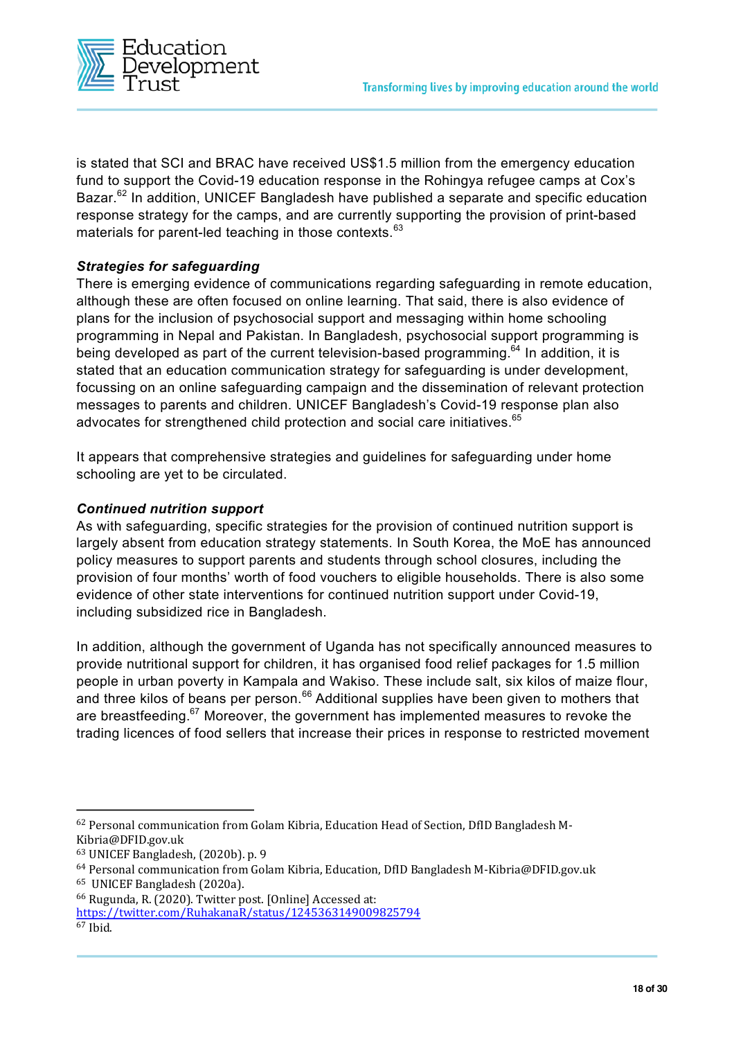is stated that SCI and BRAC have received US$1.5 million from the emergency education fund to support the Covid-19 education response in the Rohingya refugee camps at Cox's Bazar.[62] In addition, UNICEF Bangladesh have published a separate and specific education response strategy for the camps, and are currently supporting the provision of print-based materials for parent-led teaching in those contexts.[63]

***Strategies for safeguarding***

There is emerging evidence of communications regarding safeguarding in remote education, although these are often focused on online learning. That said, there is also evidence of plans for the inclusion of psychosocial support and messaging within home schooling programming in Nepal and Pakistan. In Bangladesh, psychosocial support programming is being developed as part of the current television-based programming.[64] In addition, it is stated that an education communication strategy for safeguarding is under development, focussing on an online safeguarding campaign and the dissemination of relevant protection messages to parents and children. UNICEF Bangladesh's Covid-19 response plan also advocates for strengthened child protection and social care initiatives.[65]

It appears that comprehensive strategies and guidelines for safeguarding under home schooling are yet to be circulated.

***Continued nutrition support***

As with safeguarding, specific strategies for the provision of continued nutrition support is largely absent from education strategy statements. In South Korea, the MoE has announced policy measures to support parents and students through school closures, including the provision of four months' worth of food vouchers to eligible households. There is also some evidence of other state interventions for continued nutrition support under Covid-19, including subsidized rice in Bangladesh.

In addition, although the government of Uganda has not specifically announced measures to provide nutritional support for children, it has organised food relief packages for 1.5 million people in urban poverty in Kampala and Wakiso. These include salt, six kilos of maize flour, and three kilos of beans per person.[66] Additional supplies have been given to mothers that are breastfeeding.[67] Moreover, the government has implemented measures to revoke the trading licences of food sellers that increase their prices in response to restricted movement

---

[62] Personal communication from Golam Kibria, Education Head of Section, DfID Bangladesh M-Kibria@DFID.gov.uk

[63] UNICEF Bangladesh, (2020b). p. 9

[64] Personal communication from Golam Kibria, Education, DfID Bangladesh M-Kibria@DFID.gov.uk

[65] UNICEF Bangladesh (2020a).

[66] Rugunda, R. (2020). Twitter post. [Online] Accessed at: https://twitter.com/RuhakanaR/status/1245363149009825794

[67] Ibid.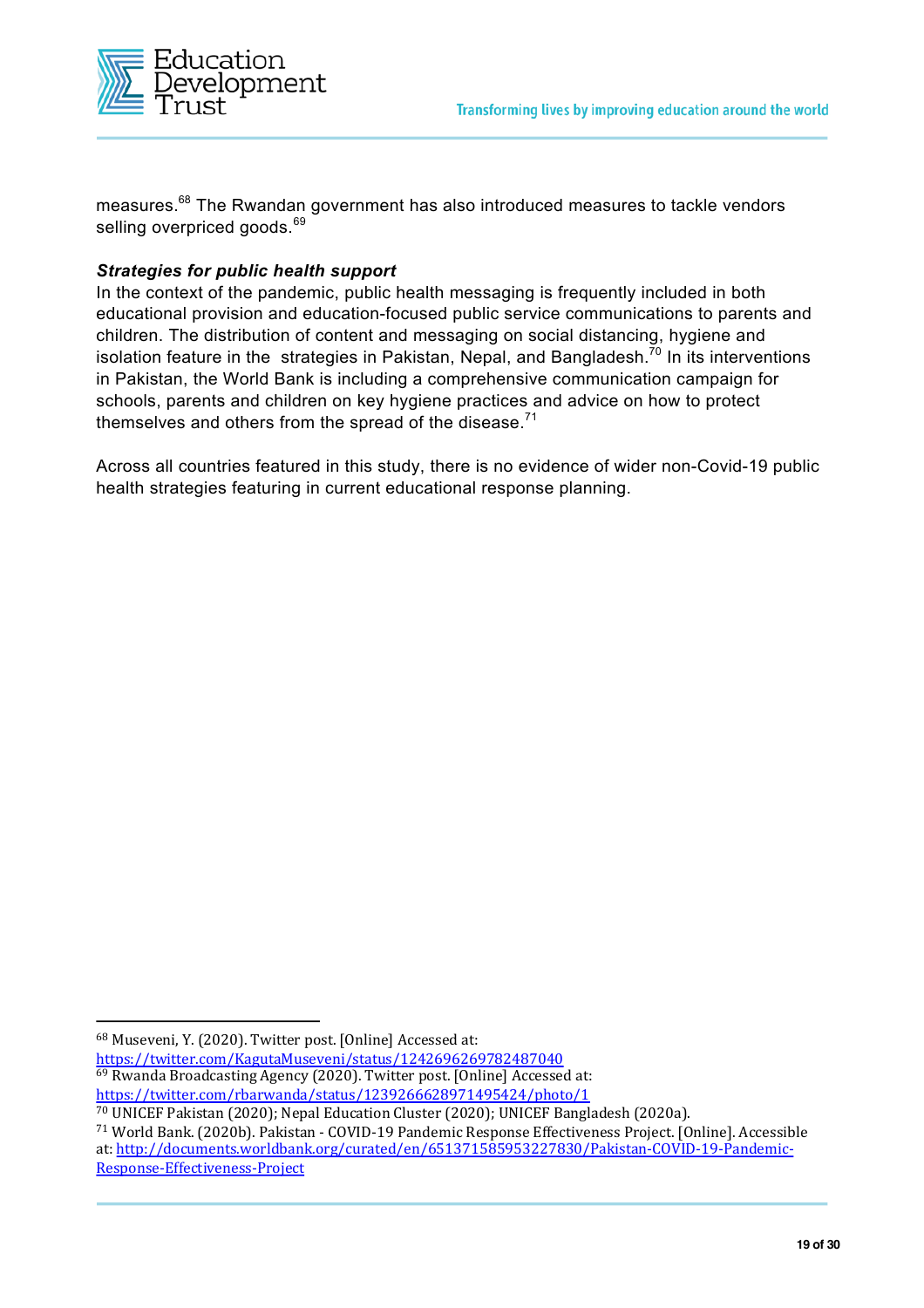measures.[68] The Rwandan government has also introduced measures to tackle vendors selling overpriced goods.[69]

***Strategies for public health support***

In the context of the pandemic, public health messaging is frequently included in both educational provision and education-focused public service communications to parents and children. The distribution of content and messaging on social distancing, hygiene and isolation feature in the  strategies in Pakistan, Nepal, and Bangladesh.[70] In its interventions in Pakistan, the World Bank is including a comprehensive communication campaign for schools, parents and children on key hygiene practices and advice on how to protect themselves and others from the spread of the disease.[71]

Across all countries featured in this study, there is no evidence of wider non-Covid-19 public health strategies featuring in current educational response planning.

---

[68] Museveni, Y. (2020). Twitter post. [Online] Accessed at: https://twitter.com/KagutaMuseveni/status/1242696269782487040

[69] Rwanda Broadcasting Agency (2020). Twitter post. [Online] Accessed at: https://twitter.com/rbarwanda/status/1239266628971495424/photo/1

[70] UNICEF Pakistan (2020); Nepal Education Cluster (2020); UNICEF Bangladesh (2020a).

[71] World Bank. (2020b). Pakistan - COVID-19 Pandemic Response Effectiveness Project. [Online]. Accessible at: http://documents.worldbank.org/curated/en/651371585953227830/Pakistan-COVID-19-Pandemic-Response-Effectiveness-Project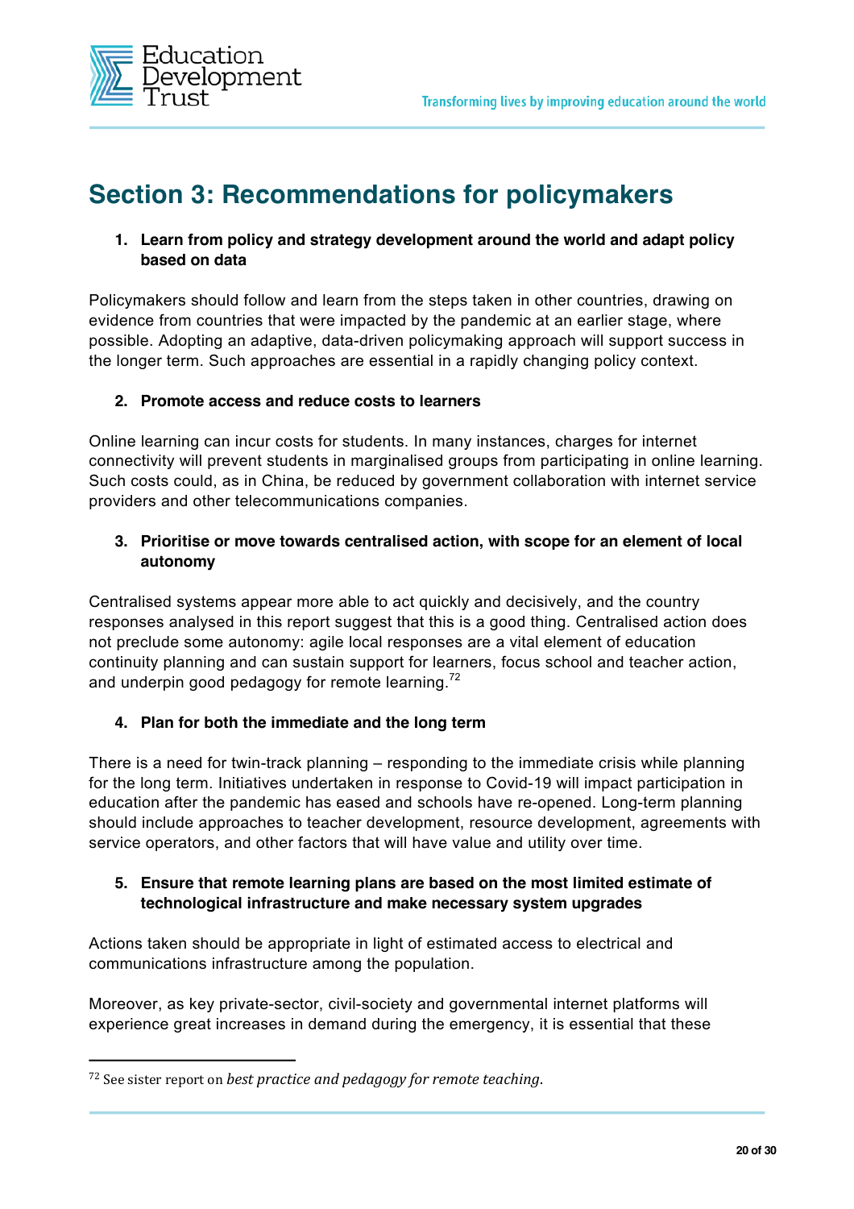# Section 3: Recommendations for policymakers

1. **Learn from policy and strategy development around the world and adapt policy based on data**

Policymakers should follow and learn from the steps taken in other countries, drawing on evidence from countries that were impacted by the pandemic at an earlier stage, where possible. Adopting an adaptive, data-driven policymaking approach will support success in the longer term. Such approaches are essential in a rapidly changing policy context.

2. **Promote access and reduce costs to learners**

Online learning can incur costs for students. In many instances, charges for internet connectivity will prevent students in marginalised groups from participating in online learning. Such costs could, as in China, be reduced by government collaboration with internet service providers and other telecommunications companies.

3. **Prioritise or move towards centralised action, with scope for an element of local autonomy**

Centralised systems appear more able to act quickly and decisively, and the country responses analysed in this report suggest that this is a good thing. Centralised action does not preclude some autonomy: agile local responses are a vital element of education continuity planning and can sustain support for learners, focus school and teacher action, and underpin good pedagogy for remote learning.[72]

4. **Plan for both the immediate and the long term**

There is a need for twin-track planning – responding to the immediate crisis while planning for the long term. Initiatives undertaken in response to Covid-19 will impact participation in education after the pandemic has eased and schools have re-opened. Long-term planning should include approaches to teacher development, resource development, agreements with service operators, and other factors that will have value and utility over time.

5. **Ensure that remote learning plans are based on the most limited estimate of technological infrastructure and make necessary system upgrades**

Actions taken should be appropriate in light of estimated access to electrical and communications infrastructure among the population.

Moreover, as key private-sector, civil-society and governmental internet platforms will experience great increases in demand during the emergency, it is essential that these

---

[72] See sister report on *best practice and pedagogy for remote teaching*.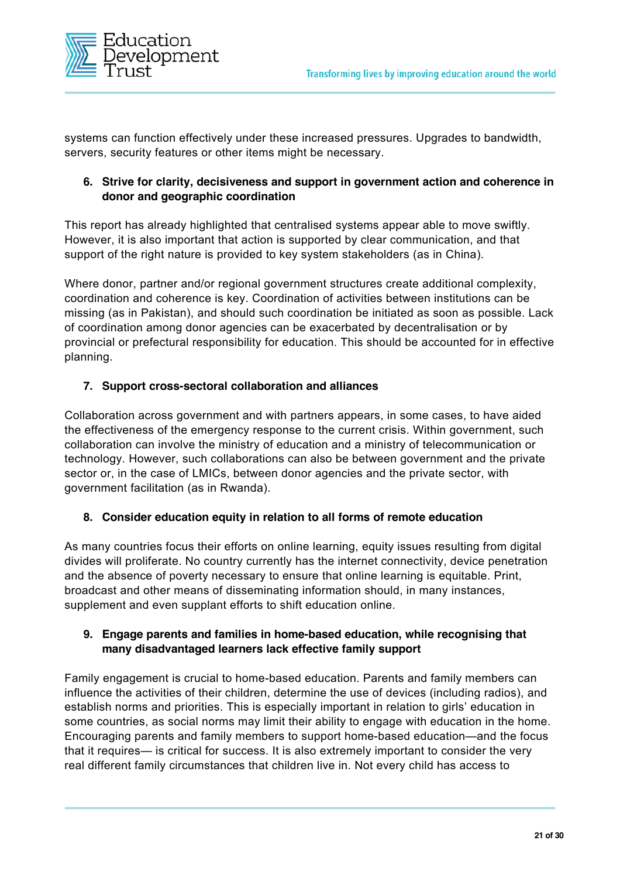systems can function effectively under these increased pressures. Upgrades to bandwidth, servers, security features or other items might be necessary.

6. **Strive for clarity, decisiveness and support in government action and coherence in donor and geographic coordination**

This report has already highlighted that centralised systems appear able to move swiftly. However, it is also important that action is supported by clear communication, and that support of the right nature is provided to key system stakeholders (as in China).

Where donor, partner and/or regional government structures create additional complexity, coordination and coherence is key. Coordination of activities between institutions can be missing (as in Pakistan), and should such coordination be initiated as soon as possible. Lack of coordination among donor agencies can be exacerbated by decentralisation or by provincial or prefectural responsibility for education. This should be accounted for in effective planning.

7. **Support cross-sectoral collaboration and alliances**

Collaboration across government and with partners appears, in some cases, to have aided the effectiveness of the emergency response to the current crisis. Within government, such collaboration can involve the ministry of education and a ministry of telecommunication or technology. However, such collaborations can also be between government and the private sector or, in the case of LMICs, between donor agencies and the private sector, with government facilitation (as in Rwanda).

8. **Consider education equity in relation to all forms of remote education**

As many countries focus their efforts on online learning, equity issues resulting from digital divides will proliferate. No country currently has the internet connectivity, device penetration and the absence of poverty necessary to ensure that online learning is equitable. Print, broadcast and other means of disseminating information should, in many instances, supplement and even supplant efforts to shift education online.

9. **Engage parents and families in home-based education, while recognising that many disadvantaged learners lack effective family support**

Family engagement is crucial to home-based education. Parents and family members can influence the activities of their children, determine the use of devices (including radios), and establish norms and priorities. This is especially important in relation to girls' education in some countries, as social norms may limit their ability to engage with education in the home. Encouraging parents and family members to support home-based education—and the focus that it requires— is critical for success. It is also extremely important to consider the very real different family circumstances that children live in. Not every child has access to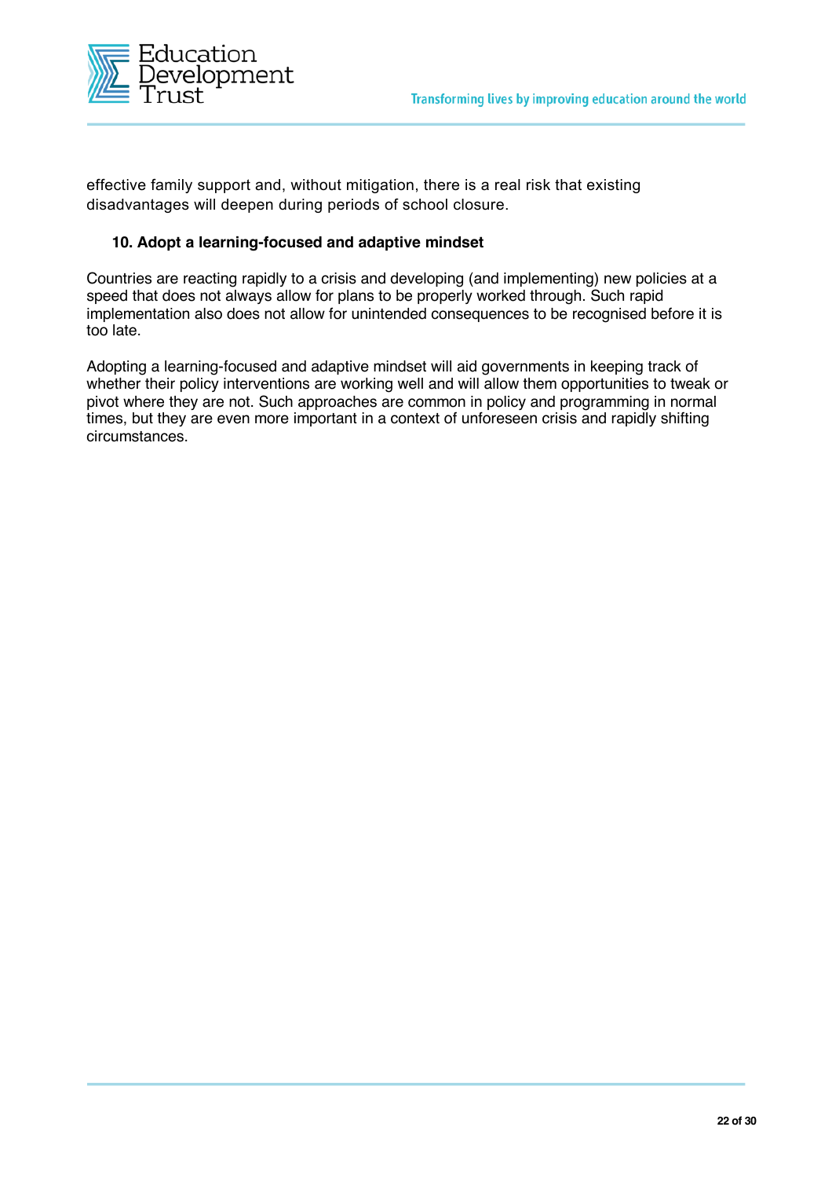effective family support and, without mitigation, there is a real risk that existing disadvantages will deepen during periods of school closure.

**10. Adopt a learning-focused and adaptive mindset**

Countries are reacting rapidly to a crisis and developing (and implementing) new policies at a speed that does not always allow for plans to be properly worked through. Such rapid implementation also does not allow for unintended consequences to be recognised before it is too late.

Adopting a learning-focused and adaptive mindset will aid governments in keeping track of whether their policy interventions are working well and will allow them opportunities to tweak or pivot where they are not. Such approaches are common in policy and programming in normal times, but they are even more important in a context of unforeseen crisis and rapidly shifting circumstances.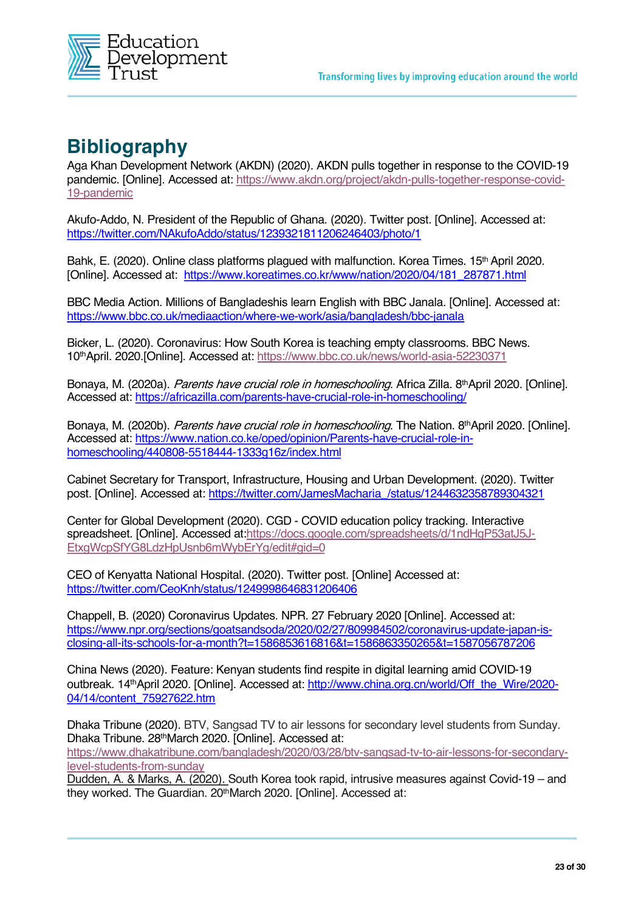# Bibliography

Aga Khan Development Network (AKDN) (2020). AKDN pulls together in response to the COVID-19 pandemic. [Online]. Accessed at: https://www.akdn.org/project/akdn-pulls-together-response-covid-19-pandemic

Akufo-Addo, N. President of the Republic of Ghana. (2020). Twitter post. [Online]. Accessed at: https://twitter.com/NAkufoAddo/status/1239321811206246403/photo/1

Bahk, E. (2020). Online class platforms plagued with malfunction. Korea Times. 15th April 2020. [Online]. Accessed at: https://www.koreatimes.co.kr/www/nation/2020/04/181_287871.html

BBC Media Action. Millions of Bangladeshis learn English with BBC Janala. [Online]. Accessed at: https://www.bbc.co.uk/mediaaction/where-we-work/asia/bangladesh/bbc-janala

Bicker, L. (2020). Coronavirus: How South Korea is teaching empty classrooms. BBC News. 10thApril. 2020.[Online]. Accessed at: https://www.bbc.co.uk/news/world-asia-52230371

Bonaya, M. (2020a). *Parents have crucial role in homeschooling*. Africa Zilla. 8thApril 2020. [Online]. Accessed at: https://africazilla.com/parents-have-crucial-role-in-homeschooling/

Bonaya, M. (2020b). *Parents have crucial role in homeschooling*. The Nation. 8thApril 2020. [Online]. Accessed at: https://www.nation.co.ke/oped/opinion/Parents-have-crucial-role-in-homeschooling/440808-5518444-1333g16z/index.html

Cabinet Secretary for Transport, Infrastructure, Housing and Urban Development. (2020). Twitter post. [Online]. Accessed at: https://twitter.com/JamesMacharia_/status/1244632358789304321

Center for Global Development (2020). CGD - COVID education policy tracking. Interactive spreadsheet. [Online]. Accessed at:https://docs.google.com/spreadsheets/d/1ndHgP53atJ5J-EtxgWcpSfYG8LdzHpUsnb6mWybErYg/edit#gid=0

CEO of Kenyatta National Hospital. (2020). Twitter post. [Online] Accessed at: https://twitter.com/CeoKnh/status/1249998646831206406

Chappell, B. (2020) Coronavirus Updates. NPR. 27 February 2020 [Online]. Accessed at: https://www.npr.org/sections/goatsandsoda/2020/02/27/809984502/coronavirus-update-japan-is-closing-all-its-schools-for-a-month?t=1586853616816&t=1586863350265&t=1587056787206

China News (2020). Feature: Kenyan students find respite in digital learning amid COVID-19 outbreak. 14thApril 2020. [Online]. Accessed at: http://www.china.org.cn/world/Off_the_Wire/2020-04/14/content_75927622.htm

Dhaka Tribune (2020). BTV, Sangsad TV to air lessons for secondary level students from Sunday. Dhaka Tribune. 28thMarch 2020. [Online]. Accessed at: https://www.dhakatribune.com/bangladesh/2020/03/28/btv-sangsad-tv-to-air-lessons-for-secondary-level-students-from-sunday

Dudden, A. & Marks, A. (2020). South Korea took rapid, intrusive measures against Covid-19 – and they worked. The Guardian. 20thMarch 2020. [Online]. Accessed at: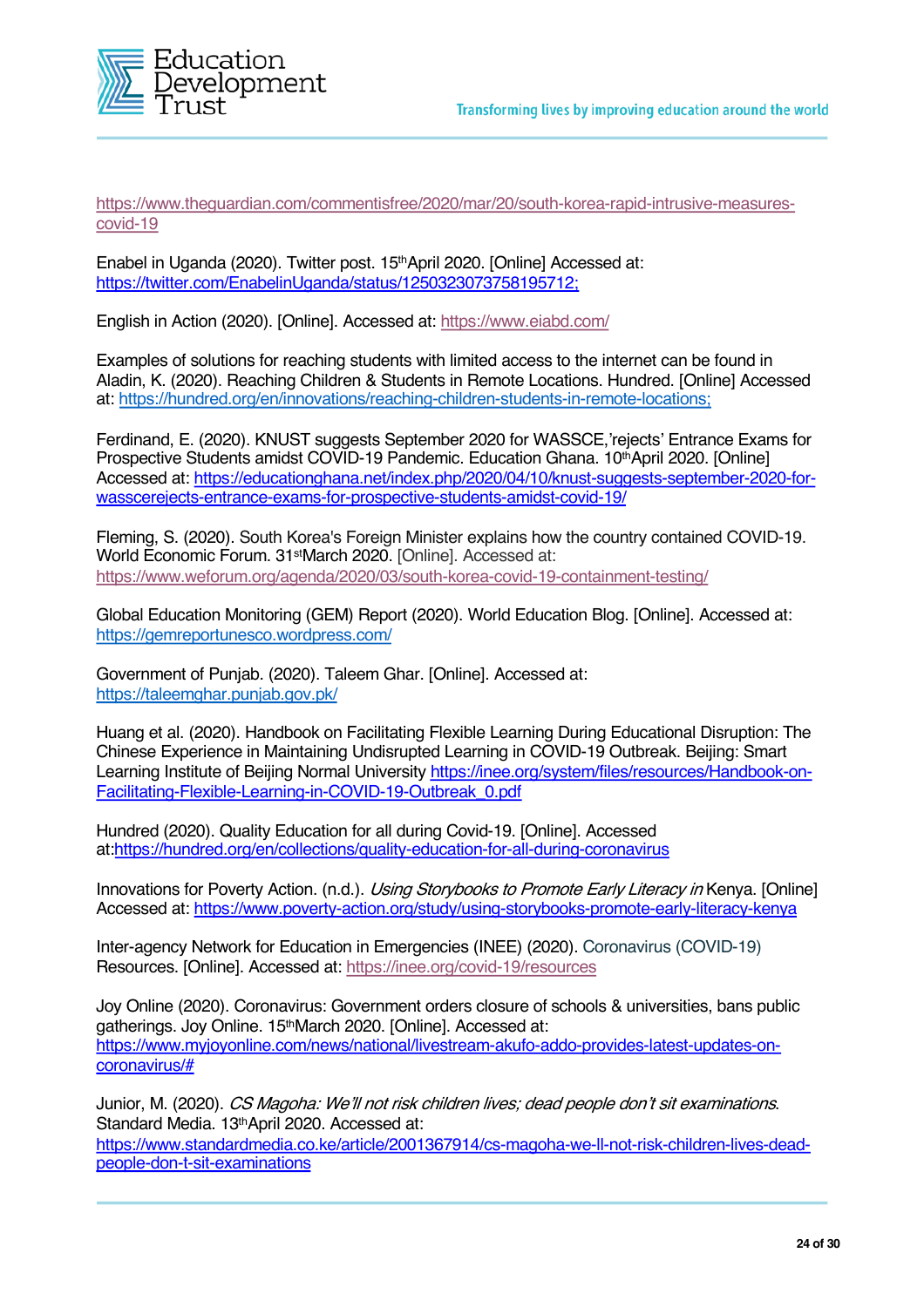https://www.theguardian.com/commentisfree/2020/mar/20/south-korea-rapid-intrusive-measures-covid-19

Enabel in Uganda (2020). Twitter post. 15th April 2020. [Online] Accessed at: https://twitter.com/EnabelinUganda/status/1250323073758195712;

English in Action (2020). [Online]. Accessed at: https://www.eiabd.com/

Examples of solutions for reaching students with limited access to the internet can be found in Aladin, K. (2020). Reaching Children & Students in Remote Locations. Hundred. [Online] Accessed at: https://hundred.org/en/innovations/reaching-children-students-in-remote-locations;

Ferdinand, E. (2020). KNUST suggests September 2020 for WASSCE,'rejects' Entrance Exams for Prospective Students amidst COVID-19 Pandemic. Education Ghana. 10th April 2020. [Online] Accessed at: https://educationghana.net/index.php/2020/04/10/knust-suggests-september-2020-for-wasscerejects-entrance-exams-for-prospective-students-amidst-covid-19/

Fleming, S. (2020). South Korea's Foreign Minister explains how the country contained COVID-19. World Economic Forum. 31st March 2020. [Online]. Accessed at: https://www.weforum.org/agenda/2020/03/south-korea-covid-19-containment-testing/

Global Education Monitoring (GEM) Report (2020). World Education Blog. [Online]. Accessed at: https://gemreportunesco.wordpress.com/

Government of Punjab. (2020). Taleem Ghar. [Online]. Accessed at: https://taleemghar.punjab.gov.pk/

Huang et al. (2020). Handbook on Facilitating Flexible Learning During Educational Disruption: The Chinese Experience in Maintaining Undisrupted Learning in COVID-19 Outbreak. Beijing: Smart Learning Institute of Beijing Normal University https://inee.org/system/files/resources/Handbook-on-Facilitating-Flexible-Learning-in-COVID-19-Outbreak_0.pdf

Hundred (2020). Quality Education for all during Covid-19. [Online]. Accessed at:https://hundred.org/en/collections/quality-education-for-all-during-coronavirus

Innovations for Poverty Action. (n.d.). *Using Storybooks to Promote Early Literacy in* Kenya. [Online] Accessed at: https://www.poverty-action.org/study/using-storybooks-promote-early-literacy-kenya

Inter-agency Network for Education in Emergencies (INEE) (2020). Coronavirus (COVID-19) Resources. [Online]. Accessed at: https://inee.org/covid-19/resources

Joy Online (2020). Coronavirus: Government orders closure of schools & universities, bans public gatherings. Joy Online. 15th March 2020. [Online]. Accessed at: https://www.myjoyonline.com/news/national/livestream-akufo-addo-provides-latest-updates-on-coronavirus/#

Junior, M. (2020). *CS Magoha: We'll not risk children lives; dead people don't sit examinations*. Standard Media. 13th April 2020. Accessed at: https://www.standardmedia.co.ke/article/2001367914/cs-magoha-we-ll-not-risk-children-lives-dead-people-don-t-sit-examinations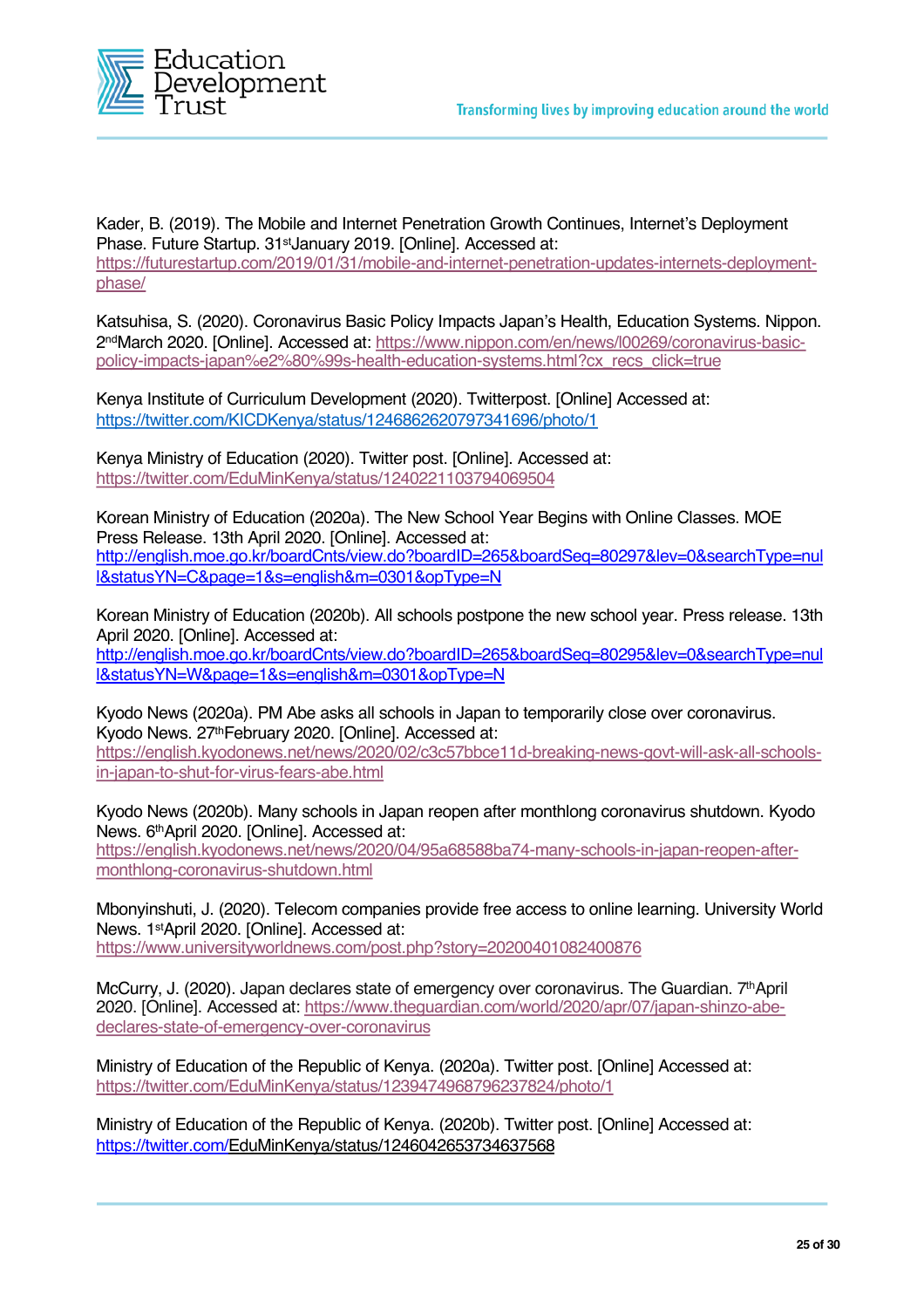Kader, B. (2019). The Mobile and Internet Penetration Growth Continues, Internet's Deployment Phase. Future Startup. 31st January 2019. [Online]. Accessed at: https://futurestartup.com/2019/01/31/mobile-and-internet-penetration-updates-internets-deployment-phase/

Katsuhisa, S. (2020). Coronavirus Basic Policy Impacts Japan's Health, Education Systems. Nippon. 2nd March 2020. [Online]. Accessed at: https://www.nippon.com/en/news/l00269/coronavirus-basic-policy-impacts-japan%e2%80%99s-health-education-systems.html?cx_recs_click=true

Kenya Institute of Curriculum Development (2020). Twitterpost. [Online] Accessed at: https://twitter.com/KICDKenya/status/1246862620797341696/photo/1

Kenya Ministry of Education (2020). Twitter post. [Online]. Accessed at: https://twitter.com/EduMinKenya/status/1240221103794069504

Korean Ministry of Education (2020a). The New School Year Begins with Online Classes. MOE Press Release. 13th April 2020. [Online]. Accessed at: http://english.moe.go.kr/boardCnts/view.do?boardID=265&boardSeq=80297&lev=0&searchType=null&statusYN=C&page=1&s=english&m=0301&opType=N

Korean Ministry of Education (2020b). All schools postpone the new school year. Press release. 13th April 2020. [Online]. Accessed at: http://english.moe.go.kr/boardCnts/view.do?boardID=265&boardSeq=80295&lev=0&searchType=null&statusYN=W&page=1&s=english&m=0301&opType=N

Kyodo News (2020a). PM Abe asks all schools in Japan to temporarily close over coronavirus. Kyodo News. 27th February 2020. [Online]. Accessed at: https://english.kyodonews.net/news/2020/02/c3c57bbce11d-breaking-news-govt-will-ask-all-schools-in-japan-to-shut-for-virus-fears-abe.html

Kyodo News (2020b). Many schools in Japan reopen after monthlong coronavirus shutdown. Kyodo News. 6th April 2020. [Online]. Accessed at: https://english.kyodonews.net/news/2020/04/95a68588ba74-many-schools-in-japan-reopen-after-monthlong-coronavirus-shutdown.html

Mbonyinshuti, J. (2020). Telecom companies provide free access to online learning. University World News. 1st April 2020. [Online]. Accessed at: https://www.universityworldnews.com/post.php?story=20200401082400876

McCurry, J. (2020). Japan declares state of emergency over coronavirus. The Guardian. 7th April 2020. [Online]. Accessed at: https://www.theguardian.com/world/2020/apr/07/japan-shinzo-abe-declares-state-of-emergency-over-coronavirus

Ministry of Education of the Republic of Kenya. (2020a). Twitter post. [Online] Accessed at: https://twitter.com/EduMinKenya/status/1239474968796237824/photo/1

Ministry of Education of the Republic of Kenya. (2020b). Twitter post. [Online] Accessed at: https://twitter.com/EduMinKenya/status/1246042653734637568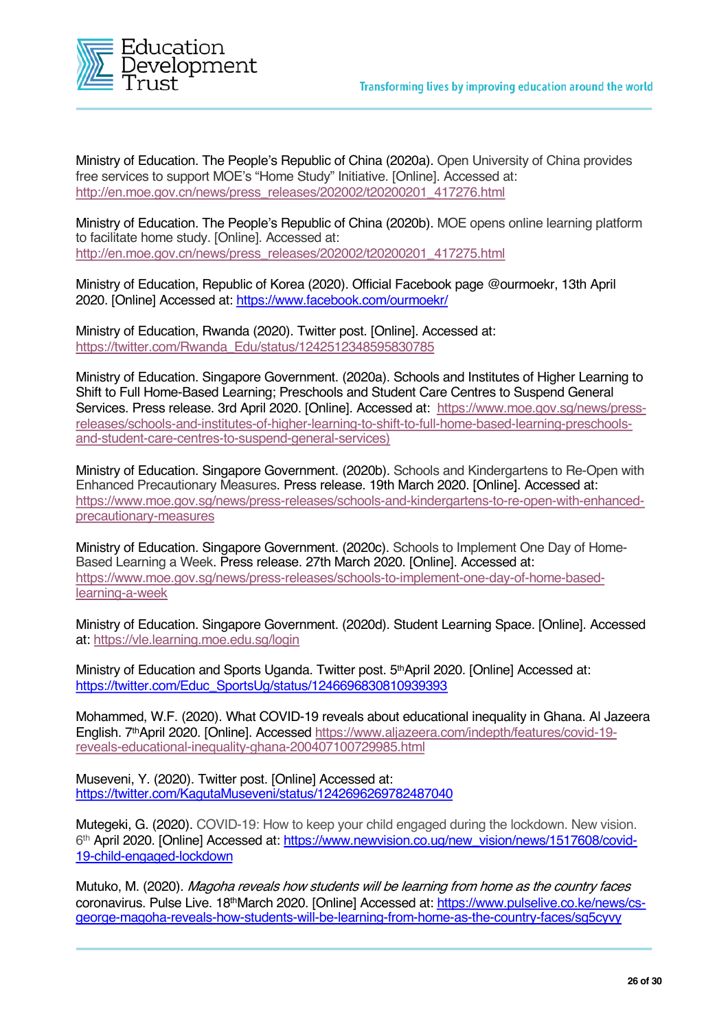Ministry of Education. The People's Republic of China (2020a). Open University of China provides free services to support MOE's "Home Study" Initiative. [Online]. Accessed at: http://en.moe.gov.cn/news/press_releases/202002/t20200201_417276.html

Ministry of Education. The People's Republic of China (2020b). MOE opens online learning platform to facilitate home study. [Online]. Accessed at: http://en.moe.gov.cn/news/press_releases/202002/t20200201_417275.html

Ministry of Education, Republic of Korea (2020). Official Facebook page @ourmoekr, 13th April 2020. [Online] Accessed at: https://www.facebook.com/ourmoekr/

Ministry of Education, Rwanda (2020). Twitter post. [Online]. Accessed at: https://twitter.com/Rwanda_Edu/status/1242512348595830785

Ministry of Education. Singapore Government. (2020a). Schools and Institutes of Higher Learning to Shift to Full Home-Based Learning; Preschools and Student Care Centres to Suspend General Services. Press release. 3rd April 2020. [Online]. Accessed at: https://www.moe.gov.sg/news/press-releases/schools-and-institutes-of-higher-learning-to-shift-to-full-home-based-learning-preschools-and-student-care-centres-to-suspend-general-services)

Ministry of Education. Singapore Government. (2020b). Schools and Kindergartens to Re-Open with Enhanced Precautionary Measures. Press release. 19th March 2020. [Online]. Accessed at: https://www.moe.gov.sg/news/press-releases/schools-and-kindergartens-to-re-open-with-enhanced-precautionary-measures

Ministry of Education. Singapore Government. (2020c). Schools to Implement One Day of Home-Based Learning a Week. Press release. 27th March 2020. [Online]. Accessed at: https://www.moe.gov.sg/news/press-releases/schools-to-implement-one-day-of-home-based-learning-a-week

Ministry of Education. Singapore Government. (2020d). Student Learning Space. [Online]. Accessed at: https://vle.learning.moe.edu.sg/login

Ministry of Education and Sports Uganda. Twitter post. 5th April 2020. [Online] Accessed at: https://twitter.com/Educ_SportsUg/status/1246696830810939393

Mohammed, W.F. (2020). What COVID-19 reveals about educational inequality in Ghana. Al Jazeera English. 7th April 2020. [Online]. Accessed https://www.aljazeera.com/indepth/features/covid-19-reveals-educational-inequality-ghana-200407100729985.html

Museveni, Y. (2020). Twitter post. [Online] Accessed at: https://twitter.com/KagutaMuseveni/status/1242696269782487040

Mutegeki, G. (2020). COVID-19: How to keep your child engaged during the lockdown. New vision. 6th April 2020. [Online] Accessed at: https://www.newvision.co.ug/new_vision/news/1517608/covid-19-child-engaged-lockdown

Mutuko, M. (2020). *Magoha reveals how students will be learning from home as the country faces* coronavirus. Pulse Live. 18th March 2020. [Online] Accessed at: https://www.pulselive.co.ke/news/cs-george-magoha-reveals-how-students-will-be-learning-from-home-as-the-country-faces/sg5cyvy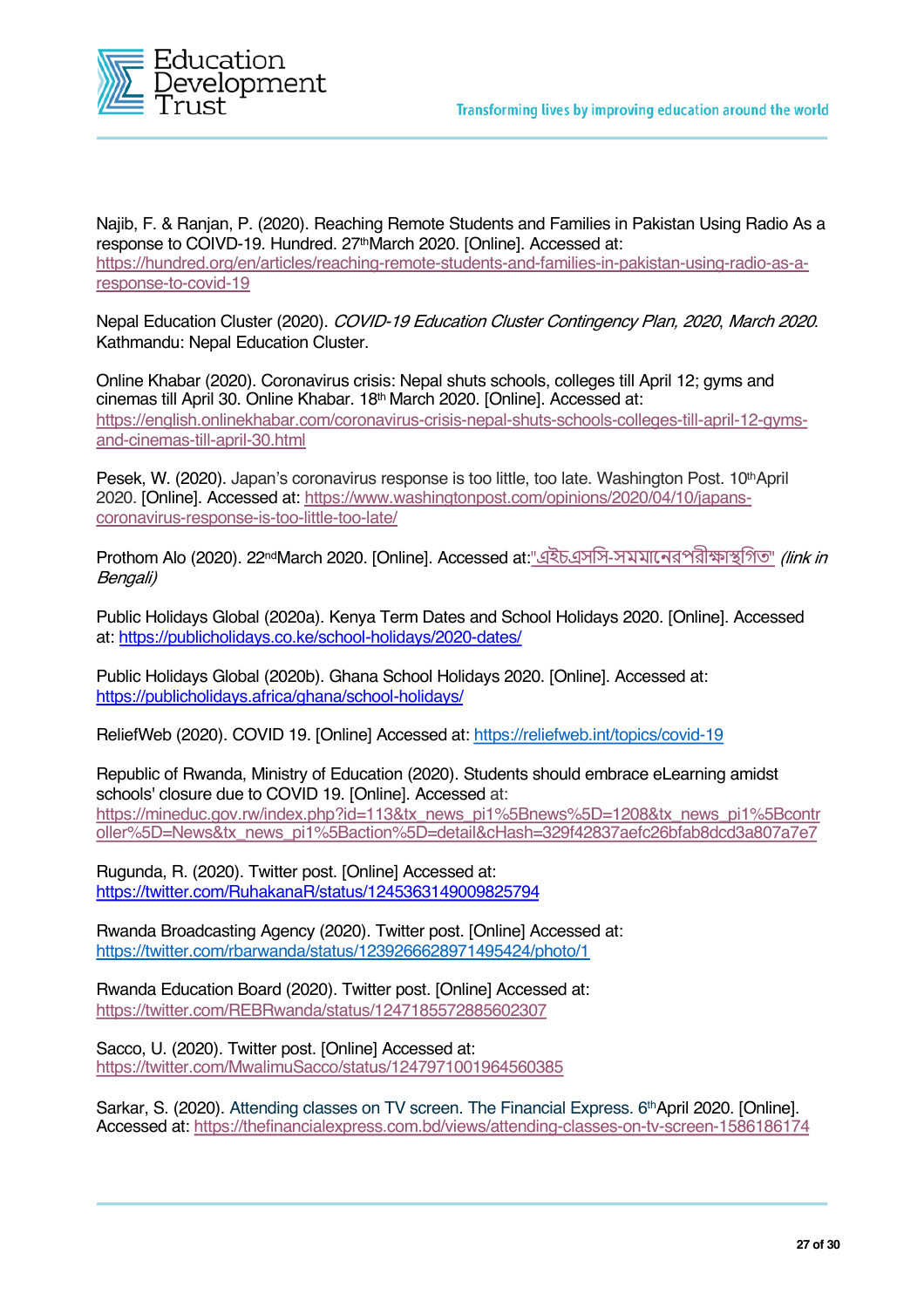Najib, F. & Ranjan, P. (2020). Reaching Remote Students and Families in Pakistan Using Radio As a response to COIVD-19. Hundred. 27th March 2020. [Online]. Accessed at: https://hundred.org/en/articles/reaching-remote-students-and-families-in-pakistan-using-radio-as-a-response-to-covid-19

Nepal Education Cluster (2020). *COVID-19 Education Cluster Contingency Plan, 2020, March 2020.* Kathmandu: Nepal Education Cluster.

Online Khabar (2020). Coronavirus crisis: Nepal shuts schools, colleges till April 12; gyms and cinemas till April 30. Online Khabar. 18th March 2020. [Online]. Accessed at: https://english.onlinekhabar.com/coronavirus-crisis-nepal-shuts-schools-colleges-till-april-12-gyms-and-cinemas-till-april-30.html

Pesek, W. (2020). Japan's coronavirus response is too little, too late. Washington Post. 10th April 2020. [Online]. Accessed at: https://www.washingtonpost.com/opinions/2020/04/10/japans-coronavirus-response-is-too-little-too-late/

Prothom Alo (2020). 22nd March 2020. [Online]. Accessed at:"এইচএসসি-সমমানেরপরীক্ষাস্থগিত" *(link in Bengali)*

Public Holidays Global (2020a). Kenya Term Dates and School Holidays 2020. [Online]. Accessed at: https://publicholidays.co.ke/school-holidays/2020-dates/

Public Holidays Global (2020b). Ghana School Holidays 2020. [Online]. Accessed at: https://publicholidays.africa/ghana/school-holidays/

ReliefWeb (2020). COVID 19. [Online] Accessed at: https://reliefweb.int/topics/covid-19

Republic of Rwanda, Ministry of Education (2020). Students should embrace eLearning amidst schools' closure due to COVID 19. [Online]. Accessed at: https://mineduc.gov.rw/index.php?id=113&tx_news_pi1%5Bnews%5D=1208&tx_news_pi1%5Bcontroller%5D=News&tx_news_pi1%5Baction%5D=detail&cHash=329f42837aefc26bfab8dcd3a807a7e7

Rugunda, R. (2020). Twitter post. [Online] Accessed at: https://twitter.com/RuhakanaR/status/1245363149009825794

Rwanda Broadcasting Agency (2020). Twitter post. [Online] Accessed at: https://twitter.com/rbarwanda/status/1239266628971495424/photo/1

Rwanda Education Board (2020). Twitter post. [Online] Accessed at: https://twitter.com/REBRwanda/status/1247185572885602307

Sacco, U. (2020). Twitter post. [Online] Accessed at: https://twitter.com/MwalimuSacco/status/1247971001964560385

Sarkar, S. (2020). Attending classes on TV screen. The Financial Express. 6th April 2020. [Online]. Accessed at: https://thefinancialexpress.com.bd/views/attending-classes-on-tv-screen-1586186174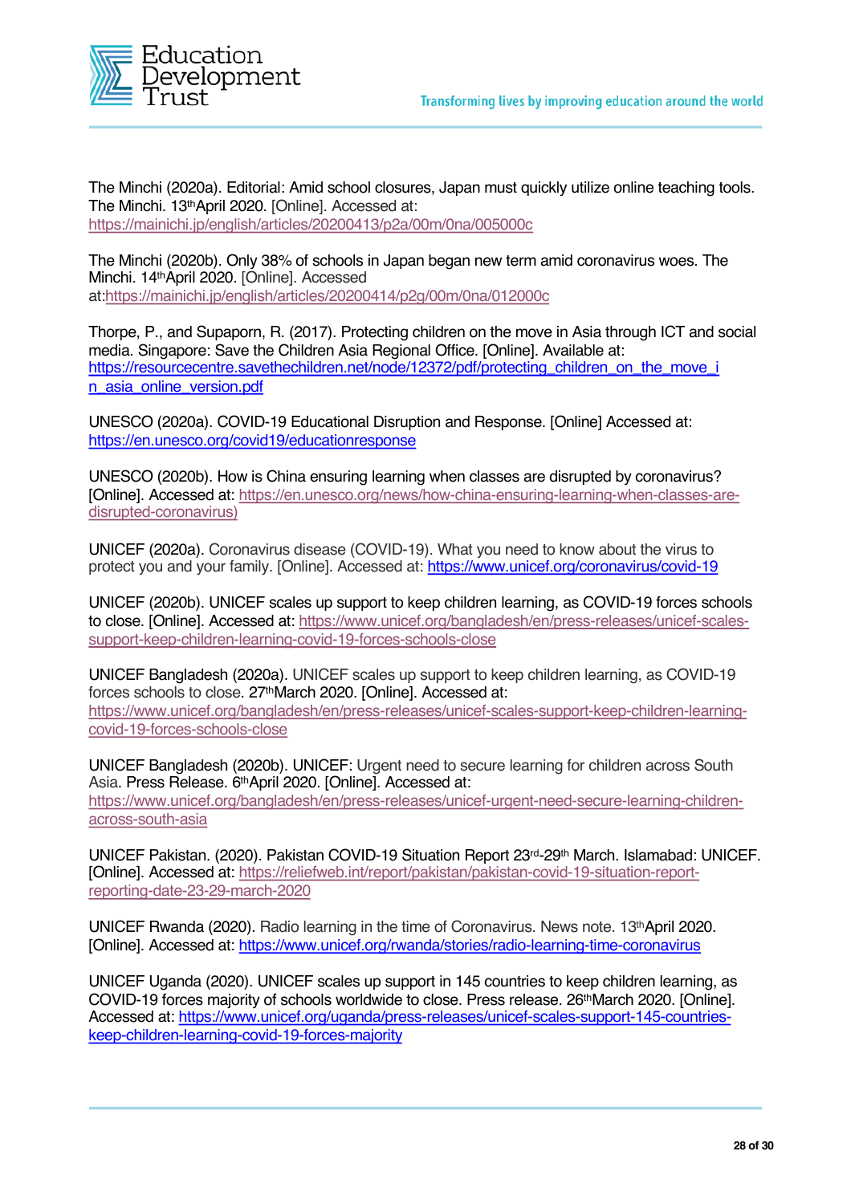The Minchi (2020a). Editorial: Amid school closures, Japan must quickly utilize online teaching tools. The Minchi. 13thApril 2020. [Online]. Accessed at: https://mainichi.jp/english/articles/20200413/p2a/00m/0na/005000c

The Minchi (2020b). Only 38% of schools in Japan began new term amid coronavirus woes. The Minchi. 14thApril 2020. [Online]. Accessed at:https://mainichi.jp/english/articles/20200414/p2g/00m/0na/012000c

Thorpe, P., and Supaporn, R. (2017). Protecting children on the move in Asia through ICT and social media. Singapore: Save the Children Asia Regional Office. [Online]. Available at: https://resourcecentre.savethechildren.net/node/12372/pdf/protecting_children_on_the_move_in_asia_online_version.pdf

UNESCO (2020a). COVID-19 Educational Disruption and Response. [Online] Accessed at: https://en.unesco.org/covid19/educationresponse

UNESCO (2020b). How is China ensuring learning when classes are disrupted by coronavirus? [Online]. Accessed at: https://en.unesco.org/news/how-china-ensuring-learning-when-classes-are-disrupted-coronavirus)

UNICEF (2020a). Coronavirus disease (COVID-19). What you need to know about the virus to protect you and your family. [Online]. Accessed at: https://www.unicef.org/coronavirus/covid-19

UNICEF (2020b). UNICEF scales up support to keep children learning, as COVID-19 forces schools to close. [Online]. Accessed at: https://www.unicef.org/bangladesh/en/press-releases/unicef-scales-support-keep-children-learning-covid-19-forces-schools-close

UNICEF Bangladesh (2020a). UNICEF scales up support to keep children learning, as COVID-19 forces schools to close. 27thMarch 2020. [Online]. Accessed at: https://www.unicef.org/bangladesh/en/press-releases/unicef-scales-support-keep-children-learning-covid-19-forces-schools-close

UNICEF Bangladesh (2020b). UNICEF: Urgent need to secure learning for children across South Asia. Press Release. 6thApril 2020. [Online]. Accessed at: https://www.unicef.org/bangladesh/en/press-releases/unicef-urgent-need-secure-learning-children-across-south-asia

UNICEF Pakistan. (2020). Pakistan COVID-19 Situation Report 23rd-29th March. Islamabad: UNICEF. [Online]. Accessed at: https://reliefweb.int/report/pakistan/pakistan-covid-19-situation-report-reporting-date-23-29-march-2020

UNICEF Rwanda (2020). Radio learning in the time of Coronavirus. News note. 13thApril 2020. [Online]. Accessed at: https://www.unicef.org/rwanda/stories/radio-learning-time-coronavirus

UNICEF Uganda (2020). UNICEF scales up support in 145 countries to keep children learning, as COVID-19 forces majority of schools worldwide to close. Press release. 26thMarch 2020. [Online]. Accessed at: https://www.unicef.org/uganda/press-releases/unicef-scales-support-145-countries-keep-children-learning-covid-19-forces-majority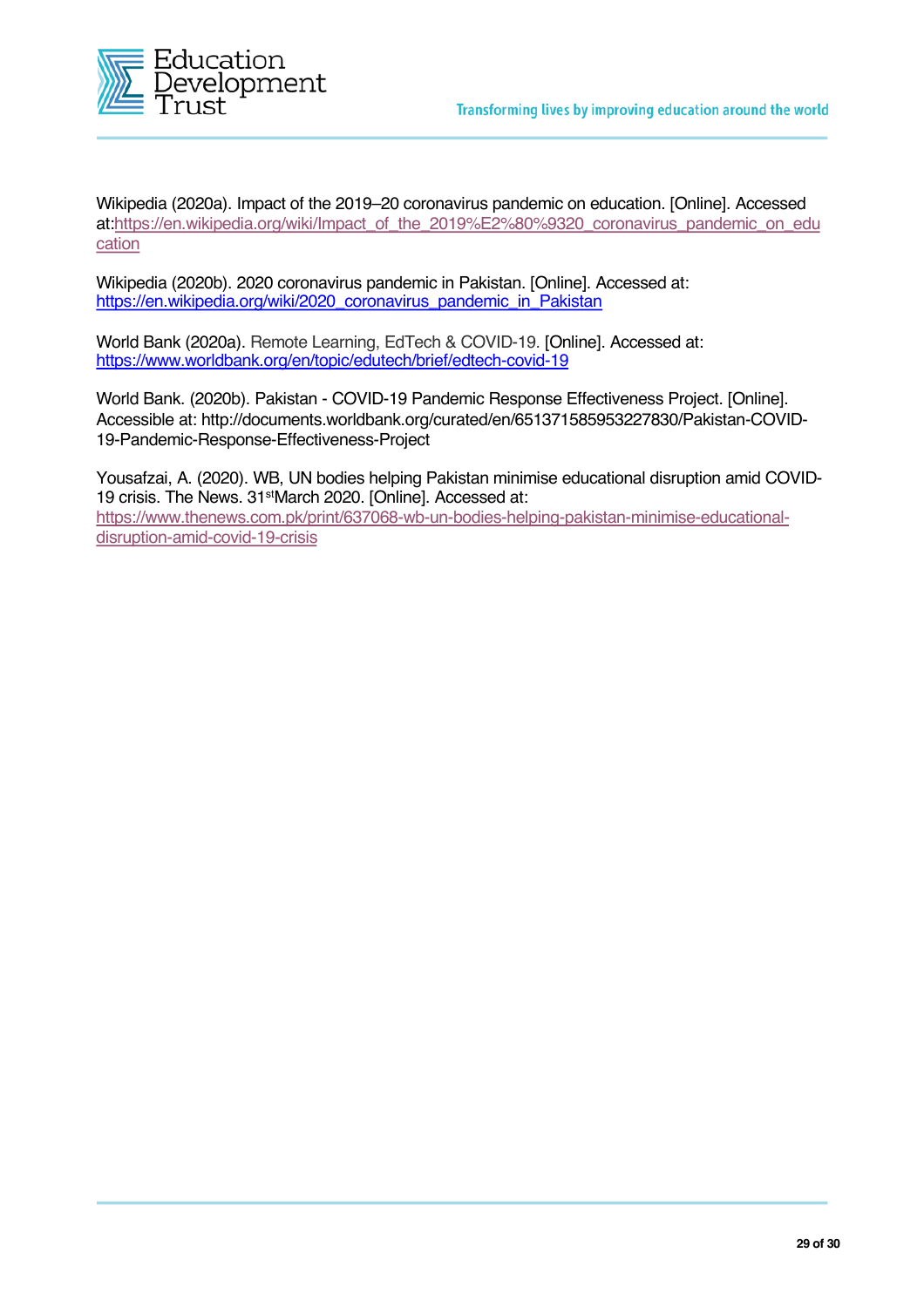Wikipedia (2020a). Impact of the 2019–20 coronavirus pandemic on education. [Online]. Accessed at:https://en.wikipedia.org/wiki/Impact_of_the_2019%E2%80%9320_coronavirus_pandemic_on_education

Wikipedia (2020b). 2020 coronavirus pandemic in Pakistan. [Online]. Accessed at: https://en.wikipedia.org/wiki/2020_coronavirus_pandemic_in_Pakistan

World Bank (2020a). Remote Learning, EdTech & COVID-19. [Online]. Accessed at: https://www.worldbank.org/en/topic/edutech/brief/edtech-covid-19

World Bank. (2020b). Pakistan - COVID-19 Pandemic Response Effectiveness Project. [Online]. Accessible at: http://documents.worldbank.org/curated/en/651371585953227830/Pakistan-COVID-19-Pandemic-Response-Effectiveness-Project

Yousafzai, A. (2020). WB, UN bodies helping Pakistan minimise educational disruption amid COVID-19 crisis. The News. 31st March 2020. [Online]. Accessed at: https://www.thenews.com.pk/print/637068-wb-un-bodies-helping-pakistan-minimise-educational-disruption-amid-covid-19-crisis